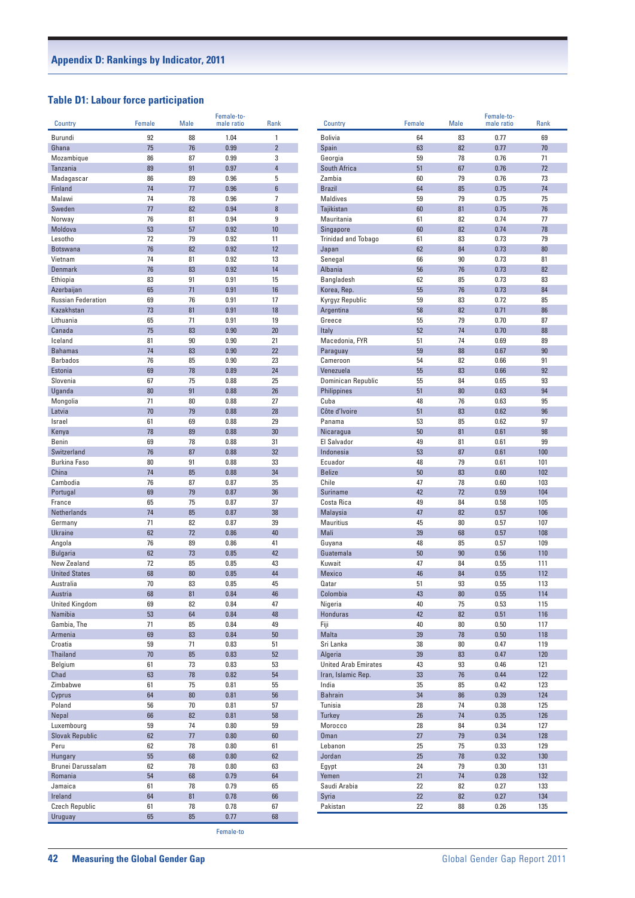## Appendix D: Rankings by Indicator, 2011

### Table D1: Labour force participation

| Country | Female | Male | Female-to-male ratio | Rank |
|---|---|---|---|---|
| Burundi | 92 | 88 | 1.04 | 1 |
| Ghana | 75 | 76 | 0.99 | 2 |
| Mozambique | 86 | 87 | 0.99 | 3 |
| Tanzania | 89 | 91 | 0.97 | 4 |
| Madagascar | 86 | 89 | 0.96 | 5 |
| Finland | 74 | 77 | 0.96 | 6 |
| Malawi | 74 | 78 | 0.96 | 7 |
| Sweden | 77 | 82 | 0.94 | 8 |
| Norway | 76 | 81 | 0.94 | 9 |
| Moldova | 53 | 57 | 0.92 | 10 |
| Lesotho | 72 | 79 | 0.92 | 11 |
| Botswana | 76 | 82 | 0.92 | 12 |
| Vietnam | 74 | 81 | 0.92 | 13 |
| Denmark | 76 | 83 | 0.92 | 14 |
| Ethiopia | 83 | 91 | 0.91 | 15 |
| Azerbaijan | 65 | 71 | 0.91 | 16 |
| Russian Federation | 69 | 76 | 0.91 | 17 |
| Kazakhstan | 73 | 81 | 0.91 | 18 |
| Lithuania | 65 | 71 | 0.91 | 19 |
| Canada | 75 | 83 | 0.90 | 20 |
| Iceland | 81 | 90 | 0.90 | 21 |
| Bahamas | 74 | 83 | 0.90 | 22 |
| Barbados | 76 | 85 | 0.90 | 23 |
| Estonia | 69 | 78 | 0.89 | 24 |
| Slovenia | 67 | 75 | 0.88 | 25 |
| Uganda | 80 | 91 | 0.88 | 26 |
| Mongolia | 71 | 80 | 0.88 | 27 |
| Latvia | 70 | 79 | 0.88 | 28 |
| Israel | 61 | 69 | 0.88 | 29 |
| Kenya | 78 | 89 | 0.88 | 30 |
| Benin | 69 | 78 | 0.88 | 31 |
| Switzerland | 76 | 87 | 0.88 | 32 |
| Burkina Faso | 80 | 91 | 0.88 | 33 |
| China | 74 | 85 | 0.88 | 34 |
| Cambodia | 76 | 87 | 0.87 | 35 |
| Portugal | 69 | 79 | 0.87 | 36 |
| France | 65 | 75 | 0.87 | 37 |
| Netherlands | 74 | 85 | 0.87 | 38 |
| Germany | 71 | 82 | 0.87 | 39 |
| Ukraine | 62 | 72 | 0.86 | 40 |
| Angola | 76 | 89 | 0.86 | 41 |
| Bulgaria | 62 | 73 | 0.85 | 42 |
| New Zealand | 72 | 85 | 0.85 | 43 |
| United States | 68 | 80 | 0.85 | 44 |
| Australia | 70 | 83 | 0.85 | 45 |
| Austria | 68 | 81 | 0.84 | 46 |
| United Kingdom | 69 | 82 | 0.84 | 47 |
| Namibia | 53 | 64 | 0.84 | 48 |
| Gambia, The | 71 | 85 | 0.84 | 49 |
| Armenia | 69 | 83 | 0.84 | 50 |
| Croatia | 59 | 71 | 0.83 | 51 |
| Thailand | 70 | 85 | 0.83 | 52 |
| Belgium | 61 | 73 | 0.83 | 53 |
| Chad | 63 | 78 | 0.82 | 54 |
| Zimbabwe | 61 | 75 | 0.81 | 55 |
| Cyprus | 64 | 80 | 0.81 | 56 |
| Poland | 56 | 70 | 0.81 | 57 |
| Nepal | 66 | 82 | 0.81 | 58 |
| Luxembourg | 59 | 74 | 0.80 | 59 |
| Slovak Republic | 62 | 77 | 0.80 | 60 |
| Peru | 62 | 78 | 0.80 | 61 |
| Hungary | 55 | 68 | 0.80 | 62 |
| Brunei Darussalam | 62 | 78 | 0.80 | 63 |
| Romania | 54 | 68 | 0.79 | 64 |
| Jamaica | 61 | 78 | 0.79 | 65 |
| Ireland | 64 | 81 | 0.78 | 66 |
| Czech Republic | 61 | 78 | 0.78 | 67 |
| Uruguay | 65 | 85 | 0.77 | 68 |
| Bolivia | 64 | 83 | 0.77 | 69 |
| Spain | 63 | 82 | 0.77 | 70 |
| Georgia | 59 | 78 | 0.76 | 71 |
| South Africa | 51 | 67 | 0.76 | 72 |
| Zambia | 60 | 79 | 0.76 | 73 |
| Brazil | 64 | 85 | 0.75 | 74 |
| Maldives | 59 | 79 | 0.75 | 75 |
| Tajikistan | 60 | 81 | 0.75 | 76 |
| Mauritania | 61 | 82 | 0.74 | 77 |
| Singapore | 60 | 82 | 0.74 | 78 |
| Trinidad and Tobago | 61 | 83 | 0.73 | 79 |
| Japan | 62 | 84 | 0.73 | 80 |
| Senegal | 66 | 90 | 0.73 | 81 |
| Albania | 56 | 76 | 0.73 | 82 |
| Bangladesh | 62 | 85 | 0.73 | 83 |
| Korea, Rep. | 55 | 76 | 0.73 | 84 |
| Kyrgyz Republic | 59 | 83 | 0.72 | 85 |
| Argentina | 58 | 82 | 0.71 | 86 |
| Greece | 55 | 79 | 0.70 | 87 |
| Italy | 52 | 74 | 0.70 | 88 |
| Macedonia, FYR | 51 | 74 | 0.69 | 89 |
| Paraguay | 59 | 88 | 0.67 | 90 |
| Cameroon | 54 | 82 | 0.66 | 91 |
| Venezuela | 55 | 83 | 0.66 | 92 |
| Dominican Republic | 55 | 84 | 0.65 | 93 |
| Philippines | 51 | 80 | 0.63 | 94 |
| Cuba | 48 | 76 | 0.63 | 95 |
| Côte d'Ivoire | 51 | 83 | 0.62 | 96 |
| Panama | 53 | 85 | 0.62 | 97 |
| Nicaragua | 50 | 81 | 0.61 | 98 |
| El Salvador | 49 | 81 | 0.61 | 99 |
| Indonesia | 53 | 87 | 0.61 | 100 |
| Ecuador | 48 | 79 | 0.61 | 101 |
| Belize | 50 | 83 | 0.60 | 102 |
| Chile | 47 | 78 | 0.60 | 103 |
| Suriname | 42 | 72 | 0.59 | 104 |
| Costa Rica | 49 | 84 | 0.58 | 105 |
| Malaysia | 47 | 82 | 0.57 | 106 |
| Mauritius | 45 | 80 | 0.57 | 107 |
| Mali | 39 | 68 | 0.57 | 108 |
| Guyana | 48 | 85 | 0.57 | 109 |
| Guatemala | 50 | 90 | 0.56 | 110 |
| Kuwait | 47 | 84 | 0.55 | 111 |
| Mexico | 46 | 84 | 0.55 | 112 |
| Qatar | 51 | 93 | 0.55 | 113 |
| Colombia | 43 | 80 | 0.55 | 114 |
| Nigeria | 40 | 75 | 0.53 | 115 |
| Honduras | 42 | 82 | 0.51 | 116 |
| Fiji | 40 | 80 | 0.50 | 117 |
| Malta | 39 | 78 | 0.50 | 118 |
| Sri Lanka | 38 | 80 | 0.47 | 119 |
| Algeria | 39 | 83 | 0.47 | 120 |
| United Arab Emirates | 43 | 93 | 0.46 | 121 |
| Iran, Islamic Rep. | 33 | 76 | 0.44 | 122 |
| India | 35 | 85 | 0.42 | 123 |
| Bahrain | 34 | 86 | 0.39 | 124 |
| Tunisia | 28 | 74 | 0.38 | 125 |
| Turkey | 26 | 74 | 0.35 | 126 |
| Morocco | 28 | 84 | 0.34 | 127 |
| Oman | 27 | 79 | 0.34 | 128 |
| Lebanon | 25 | 75 | 0.33 | 129 |
| Jordan | 25 | 78 | 0.32 | 130 |
| Egypt | 24 | 79 | 0.30 | 131 |
| Yemen | 21 | 74 | 0.28 | 132 |
| Saudi Arabia | 22 | 82 | 0.27 | 133 |
| Syria | 22 | 82 | 0.27 | 134 |
| Pakistan | 22 | 88 | 0.26 | 135 |

Female-to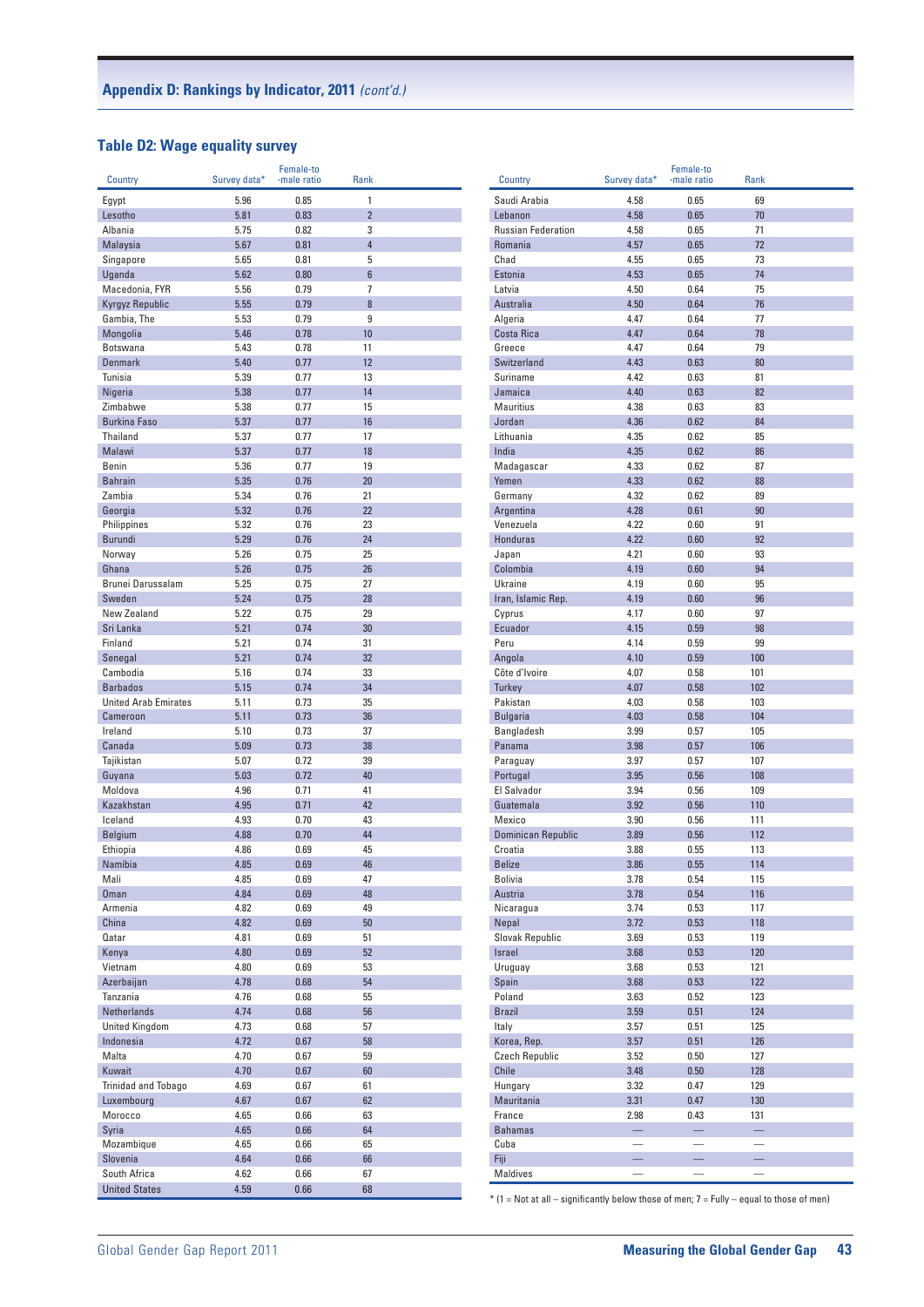## Appendix D: Rankings by Indicator, 2011 *(cont'd.)*

### Table D2: Wage equality survey

| Country | Survey data* | Female-to-male ratio | Rank |
|---|---|---|---|
| Egypt | 5.96 | 0.85 | 1 |
| Lesotho | 5.81 | 0.83 | 2 |
| Albania | 5.75 | 0.82 | 3 |
| Malaysia | 5.67 | 0.81 | 4 |
| Singapore | 5.65 | 0.81 | 5 |
| Uganda | 5.62 | 0.80 | 6 |
| Macedonia, FYR | 5.56 | 0.79 | 7 |
| Kyrgyz Republic | 5.55 | 0.79 | 8 |
| Gambia, The | 5.53 | 0.79 | 9 |
| Mongolia | 5.46 | 0.78 | 10 |
| Botswana | 5.43 | 0.78 | 11 |
| Denmark | 5.40 | 0.77 | 12 |
| Tunisia | 5.39 | 0.77 | 13 |
| Nigeria | 5.38 | 0.77 | 14 |
| Zimbabwe | 5.38 | 0.77 | 15 |
| Burkina Faso | 5.37 | 0.77 | 16 |
| Thailand | 5.37 | 0.77 | 17 |
| Malawi | 5.37 | 0.77 | 18 |
| Benin | 5.36 | 0.77 | 19 |
| Bahrain | 5.35 | 0.76 | 20 |
| Zambia | 5.34 | 0.76 | 21 |
| Georgia | 5.32 | 0.76 | 22 |
| Philippines | 5.32 | 0.76 | 23 |
| Burundi | 5.29 | 0.76 | 24 |
| Norway | 5.26 | 0.75 | 25 |
| Ghana | 5.26 | 0.75 | 26 |
| Brunei Darussalam | 5.25 | 0.75 | 27 |
| Sweden | 5.24 | 0.75 | 28 |
| New Zealand | 5.22 | 0.75 | 29 |
| Sri Lanka | 5.21 | 0.74 | 30 |
| Finland | 5.21 | 0.74 | 31 |
| Senegal | 5.21 | 0.74 | 32 |
| Cambodia | 5.16 | 0.74 | 33 |
| Barbados | 5.15 | 0.74 | 34 |
| United Arab Emirates | 5.11 | 0.73 | 35 |
| Cameroon | 5.11 | 0.73 | 36 |
| Ireland | 5.10 | 0.73 | 37 |
| Canada | 5.09 | 0.73 | 38 |
| Tajikistan | 5.07 | 0.72 | 39 |
| Guyana | 5.03 | 0.72 | 40 |
| Moldova | 4.96 | 0.71 | 41 |
| Kazakhstan | 4.95 | 0.71 | 42 |
| Iceland | 4.93 | 0.70 | 43 |
| Belgium | 4.88 | 0.70 | 44 |
| Ethiopia | 4.86 | 0.69 | 45 |
| Namibia | 4.85 | 0.69 | 46 |
| Mali | 4.85 | 0.69 | 47 |
| Oman | 4.84 | 0.69 | 48 |
| Armenia | 4.82 | 0.69 | 49 |
| China | 4.82 | 0.69 | 50 |
| Qatar | 4.81 | 0.69 | 51 |
| Kenya | 4.80 | 0.69 | 52 |
| Vietnam | 4.80 | 0.69 | 53 |
| Azerbaijan | 4.78 | 0.68 | 54 |
| Tanzania | 4.76 | 0.68 | 55 |
| Netherlands | 4.74 | 0.68 | 56 |
| United Kingdom | 4.73 | 0.68 | 57 |
| Indonesia | 4.72 | 0.67 | 58 |
| Malta | 4.70 | 0.67 | 59 |
| Kuwait | 4.70 | 0.67 | 60 |
| Trinidad and Tobago | 4.69 | 0.67 | 61 |
| Luxembourg | 4.67 | 0.67 | 62 |
| Morocco | 4.65 | 0.66 | 63 |
| Syria | 4.65 | 0.66 | 64 |
| Mozambique | 4.65 | 0.66 | 65 |
| Slovenia | 4.64 | 0.66 | 66 |
| South Africa | 4.62 | 0.66 | 67 |
| United States | 4.59 | 0.66 | 68 |
| Saudi Arabia | 4.58 | 0.65 | 69 |
| Lebanon | 4.58 | 0.65 | 70 |
| Russian Federation | 4.58 | 0.65 | 71 |
| Romania | 4.57 | 0.65 | 72 |
| Chad | 4.55 | 0.65 | 73 |
| Estonia | 4.53 | 0.65 | 74 |
| Latvia | 4.50 | 0.64 | 75 |
| Australia | 4.50 | 0.64 | 76 |
| Algeria | 4.47 | 0.64 | 77 |
| Costa Rica | 4.47 | 0.64 | 78 |
| Greece | 4.47 | 0.64 | 79 |
| Switzerland | 4.43 | 0.63 | 80 |
| Suriname | 4.42 | 0.63 | 81 |
| Jamaica | 4.40 | 0.63 | 82 |
| Mauritius | 4.38 | 0.63 | 83 |
| Jordan | 4.36 | 0.62 | 84 |
| Lithuania | 4.35 | 0.62 | 85 |
| India | 4.35 | 0.62 | 86 |
| Madagascar | 4.33 | 0.62 | 87 |
| Yemen | 4.33 | 0.62 | 88 |
| Germany | 4.32 | 0.62 | 89 |
| Argentina | 4.28 | 0.61 | 90 |
| Venezuela | 4.22 | 0.60 | 91 |
| Honduras | 4.22 | 0.60 | 92 |
| Japan | 4.21 | 0.60 | 93 |
| Colombia | 4.19 | 0.60 | 94 |
| Ukraine | 4.19 | 0.60 | 95 |
| Iran, Islamic Rep. | 4.19 | 0.60 | 96 |
| Cyprus | 4.17 | 0.60 | 97 |
| Ecuador | 4.15 | 0.59 | 98 |
| Peru | 4.14 | 0.59 | 99 |
| Angola | 4.10 | 0.59 | 100 |
| Côte d'Ivoire | 4.07 | 0.58 | 101 |
| Turkey | 4.07 | 0.58 | 102 |
| Pakistan | 4.03 | 0.58 | 103 |
| Bulgaria | 4.03 | 0.58 | 104 |
| Bangladesh | 3.99 | 0.57 | 105 |
| Panama | 3.98 | 0.57 | 106 |
| Paraguay | 3.97 | 0.57 | 107 |
| Portugal | 3.95 | 0.56 | 108 |
| El Salvador | 3.94 | 0.56 | 109 |
| Guatemala | 3.92 | 0.56 | 110 |
| Mexico | 3.90 | 0.56 | 111 |
| Dominican Republic | 3.89 | 0.56 | 112 |
| Croatia | 3.88 | 0.55 | 113 |
| Belize | 3.86 | 0.55 | 114 |
| Bolivia | 3.78 | 0.54 | 115 |
| Austria | 3.78 | 0.54 | 116 |
| Nicaragua | 3.74 | 0.53 | 117 |
| Nepal | 3.72 | 0.53 | 118 |
| Slovak Republic | 3.69 | 0.53 | 119 |
| Israel | 3.68 | 0.53 | 120 |
| Uruguay | 3.68 | 0.53 | 121 |
| Spain | 3.68 | 0.53 | 122 |
| Poland | 3.63 | 0.52 | 123 |
| Brazil | 3.59 | 0.51 | 124 |
| Italy | 3.57 | 0.51 | 125 |
| Korea, Rep. | 3.57 | 0.51 | 126 |
| Czech Republic | 3.52 | 0.50 | 127 |
| Chile | 3.48 | 0.50 | 128 |
| Hungary | 3.32 | 0.47 | 129 |
| Mauritania | 3.31 | 0.47 | 130 |
| France | 2.98 | 0.43 | 131 |
| Bahamas | — | — | — |
| Cuba | — | — | — |
| Fiji | — | — | — |
| Maldives | — | — | — |

\* (1 = Not at all – significantly below those of men; 7 = Fully – equal to those of men)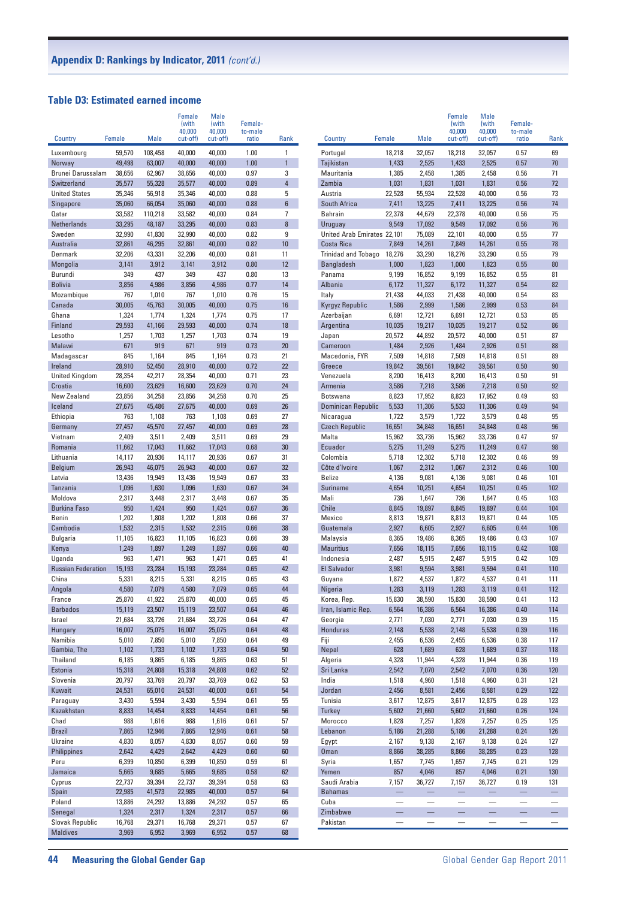## Appendix D: Rankings by Indicator, 2011 *(cont'd.)*

### Table D3: Estimated earned income

| Country | Female | Male | Female (with 40,000 cut-off) | Male (with 40,000 cut-off) | Female-to-male ratio | Rank |
|---|---|---|---|---|---|---|
| Luxembourg | 59,570 | 108,458 | 40,000 | 40,000 | 1.00 | 1 |
| Norway | 49,498 | 63,007 | 40,000 | 40,000 | 1.00 | 1 |
| Brunei Darussalam | 38,656 | 62,967 | 38,656 | 40,000 | 0.97 | 3 |
| Switzerland | 35,577 | 55,328 | 35,577 | 40,000 | 0.89 | 4 |
| United States | 35,346 | 56,918 | 35,346 | 40,000 | 0.88 | 5 |
| Singapore | 35,060 | 66,054 | 35,060 | 40,000 | 0.88 | 6 |
| Qatar | 33,582 | 110,218 | 33,582 | 40,000 | 0.84 | 7 |
| Netherlands | 33,295 | 48,187 | 33,295 | 40,000 | 0.83 | 8 |
| Sweden | 32,990 | 41,830 | 32,990 | 40,000 | 0.82 | 9 |
| Australia | 32,861 | 46,295 | 32,861 | 40,000 | 0.82 | 10 |
| Denmark | 32,206 | 43,331 | 32,206 | 40,000 | 0.81 | 11 |
| Mongolia | 3,141 | 3,912 | 3,141 | 3,912 | 0.80 | 12 |
| Burundi | 349 | 437 | 349 | 437 | 0.80 | 13 |
| Bolivia | 3,856 | 4,986 | 3,856 | 4,986 | 0.77 | 14 |
| Mozambique | 767 | 1,010 | 767 | 1,010 | 0.76 | 15 |
| Canada | 30,005 | 45,763 | 30,005 | 40,000 | 0.75 | 16 |
| Ghana | 1,324 | 1,774 | 1,324 | 1,774 | 0.75 | 17 |
| Finland | 29,593 | 41,166 | 29,593 | 40,000 | 0.74 | 18 |
| Lesotho | 1,257 | 1,703 | 1,257 | 1,703 | 0.74 | 19 |
| Malawi | 671 | 919 | 671 | 919 | 0.73 | 20 |
| Madagascar | 845 | 1,164 | 845 | 1,164 | 0.73 | 21 |
| Ireland | 28,910 | 52,450 | 28,910 | 40,000 | 0.72 | 22 |
| United Kingdom | 28,354 | 42,217 | 28,354 | 40,000 | 0.71 | 23 |
| Croatia | 16,600 | 23,629 | 16,600 | 23,629 | 0.70 | 24 |
| New Zealand | 23,856 | 34,258 | 23,856 | 34,258 | 0.70 | 25 |
| Iceland | 27,675 | 45,486 | 27,675 | 40,000 | 0.69 | 26 |
| Ethiopia | 763 | 1,108 | 763 | 1,108 | 0.69 | 27 |
| Germany | 27,457 | 45,570 | 27,457 | 40,000 | 0.69 | 28 |
| Vietnam | 2,409 | 3,511 | 2,409 | 3,511 | 0.69 | 29 |
| Romania | 11,662 | 17,043 | 11,662 | 17,043 | 0.68 | 30 |
| Lithuania | 14,117 | 20,936 | 14,117 | 20,936 | 0.67 | 31 |
| Belgium | 26,943 | 46,075 | 26,943 | 40,000 | 0.67 | 32 |
| Latvia | 13,436 | 19,949 | 13,436 | 19,949 | 0.67 | 33 |
| Tanzania | 1,096 | 1,630 | 1,096 | 1,630 | 0.67 | 34 |
| Moldova | 2,317 | 3,448 | 2,317 | 3,448 | 0.67 | 35 |
| Burkina Faso | 950 | 1,424 | 950 | 1,424 | 0.67 | 36 |
| Benin | 1,202 | 1,808 | 1,202 | 1,808 | 0.66 | 37 |
| Cambodia | 1,532 | 2,315 | 1,532 | 2,315 | 0.66 | 38 |
| Bulgaria | 11,105 | 16,823 | 11,105 | 16,823 | 0.66 | 39 |
| Kenya | 1,249 | 1,897 | 1,249 | 1,897 | 0.66 | 40 |
| Uganda | 963 | 1,471 | 963 | 1,471 | 0.65 | 41 |
| Russian Federation | 15,193 | 23,284 | 15,193 | 23,284 | 0.65 | 42 |
| China | 5,331 | 8,215 | 5,331 | 8,215 | 0.65 | 43 |
| Angola | 4,580 | 7,079 | 4,580 | 7,079 | 0.65 | 44 |
| France | 25,870 | 41,922 | 25,870 | 40,000 | 0.65 | 45 |
| Barbados | 15,119 | 23,507 | 15,119 | 23,507 | 0.64 | 46 |
| Israel | 21,684 | 33,726 | 21,684 | 33,726 | 0.64 | 47 |
| Hungary | 16,007 | 25,075 | 16,007 | 25,075 | 0.64 | 48 |
| Namibia | 5,010 | 7,850 | 5,010 | 7,850 | 0.64 | 49 |
| Gambia, The | 1,102 | 1,733 | 1,102 | 1,733 | 0.64 | 50 |
| Thailand | 6,185 | 9,865 | 6,185 | 9,865 | 0.63 | 51 |
| Estonia | 15,318 | 24,808 | 15,318 | 24,808 | 0.62 | 52 |
| Slovenia | 20,797 | 33,769 | 20,797 | 33,769 | 0.62 | 53 |
| Kuwait | 24,531 | 65,010 | 24,531 | 40,000 | 0.61 | 54 |
| Paraguay | 3,430 | 5,594 | 3,430 | 5,594 | 0.61 | 55 |
| Kazakhstan | 8,833 | 14,454 | 8,833 | 14,454 | 0.61 | 56 |
| Chad | 988 | 1,616 | 988 | 1,616 | 0.61 | 57 |
| Brazil | 7,865 | 12,946 | 7,865 | 12,946 | 0.61 | 58 |
| Ukraine | 4,830 | 8,057 | 4,830 | 8,057 | 0.60 | 59 |
| Philippines | 2,642 | 4,429 | 2,642 | 4,429 | 0.60 | 60 |
| Peru | 6,399 | 10,850 | 6,399 | 10,850 | 0.59 | 61 |
| Jamaica | 5,665 | 9,685 | 5,665 | 9,685 | 0.58 | 62 |
| Cyprus | 22,737 | 39,394 | 22,737 | 39,394 | 0.58 | 63 |
| Spain | 22,985 | 41,573 | 22,985 | 40,000 | 0.57 | 64 |
| Poland | 13,886 | 24,292 | 13,886 | 24,292 | 0.57 | 65 |
| Senegal | 1,324 | 2,317 | 1,324 | 2,317 | 0.57 | 66 |
| Slovak Republic | 16,768 | 29,371 | 16,768 | 29,371 | 0.57 | 67 |
| Maldives | 3,969 | 6,952 | 3,969 | 6,952 | 0.57 | 68 |
| Portugal | 18,218 | 32,057 | 18,218 | 32,057 | 0.57 | 69 |
| Tajikistan | 1,433 | 2,525 | 1,433 | 2,525 | 0.57 | 70 |
| Mauritania | 1,385 | 2,458 | 1,385 | 2,458 | 0.56 | 71 |
| Zambia | 1,031 | 1,831 | 1,031 | 1,831 | 0.56 | 72 |
| Austria | 22,528 | 55,934 | 22,528 | 40,000 | 0.56 | 73 |
| South Africa | 7,411 | 13,225 | 7,411 | 13,225 | 0.56 | 74 |
| Bahrain | 22,378 | 44,679 | 22,378 | 40,000 | 0.56 | 75 |
| Uruguay | 9,549 | 17,092 | 9,549 | 17,092 | 0.56 | 76 |
| United Arab Emirates | 22,101 | 75,089 | 22,101 | 40,000 | 0.55 | 77 |
| Costa Rica | 7,849 | 14,261 | 7,849 | 14,261 | 0.55 | 78 |
| Trinidad and Tobago | 18,276 | 33,290 | 18,276 | 33,290 | 0.55 | 79 |
| Bangladesh | 1,000 | 1,823 | 1,000 | 1,823 | 0.55 | 80 |
| Panama | 9,199 | 16,852 | 9,199 | 16,852 | 0.55 | 81 |
| Albania | 6,172 | 11,327 | 6,172 | 11,327 | 0.54 | 82 |
| Italy | 21,438 | 44,033 | 21,438 | 40,000 | 0.54 | 83 |
| Kyrgyz Republic | 1,586 | 2,999 | 1,586 | 2,999 | 0.53 | 84 |
| Azerbaijan | 6,691 | 12,721 | 6,691 | 12,721 | 0.53 | 85 |
| Argentina | 10,035 | 19,217 | 10,035 | 19,217 | 0.52 | 86 |
| Japan | 20,572 | 44,892 | 20,572 | 40,000 | 0.51 | 87 |
| Cameroon | 1,484 | 2,926 | 1,484 | 2,926 | 0.51 | 88 |
| Macedonia, FYR | 7,509 | 14,818 | 7,509 | 14,818 | 0.51 | 89 |
| Greece | 19,842 | 39,561 | 19,842 | 39,561 | 0.50 | 90 |
| Venezuela | 8,200 | 16,413 | 8,200 | 16,413 | 0.50 | 91 |
| Armenia | 3,586 | 7,218 | 3,586 | 7,218 | 0.50 | 92 |
| Botswana | 8,823 | 17,952 | 8,823 | 17,952 | 0.49 | 93 |
| Dominican Republic | 5,533 | 11,306 | 5,533 | 11,306 | 0.49 | 94 |
| Nicaragua | 1,722 | 3,579 | 1,722 | 3,579 | 0.48 | 95 |
| Czech Republic | 16,651 | 34,848 | 16,651 | 34,848 | 0.48 | 96 |
| Malta | 15,962 | 33,736 | 15,962 | 33,736 | 0.47 | 97 |
| Ecuador | 5,275 | 11,249 | 5,275 | 11,249 | 0.47 | 98 |
| Colombia | 5,718 | 12,302 | 5,718 | 12,302 | 0.46 | 99 |
| Côte d'Ivoire | 1,067 | 2,312 | 1,067 | 2,312 | 0.46 | 100 |
| Belize | 4,136 | 9,081 | 4,136 | 9,081 | 0.46 | 101 |
| Suriname | 4,654 | 10,251 | 4,654 | 10,251 | 0.45 | 102 |
| Mali | 736 | 1,647 | 736 | 1,647 | 0.45 | 103 |
| Chile | 8,845 | 19,897 | 8,845 | 19,897 | 0.44 | 104 |
| Mexico | 8,813 | 19,871 | 8,813 | 19,871 | 0.44 | 105 |
| Guatemala | 2,927 | 6,605 | 2,927 | 6,605 | 0.44 | 106 |
| Malaysia | 8,365 | 19,486 | 8,365 | 19,486 | 0.43 | 107 |
| Mauritius | 7,656 | 18,115 | 7,656 | 18,115 | 0.42 | 108 |
| Indonesia | 2,487 | 5,915 | 2,487 | 5,915 | 0.42 | 109 |
| El Salvador | 3,981 | 9,594 | 3,981 | 9,594 | 0.41 | 110 |
| Guyana | 1,872 | 4,537 | 1,872 | 4,537 | 0.41 | 111 |
| Nigeria | 1,283 | 3,119 | 1,283 | 3,119 | 0.41 | 112 |
| Korea, Rep. | 15,830 | 38,590 | 15,830 | 38,590 | 0.41 | 113 |
| Iran, Islamic Rep. | 6,564 | 16,386 | 6,564 | 16,386 | 0.40 | 114 |
| Georgia | 2,771 | 7,030 | 2,771 | 7,030 | 0.39 | 115 |
| Honduras | 2,148 | 5,538 | 2,148 | 5,538 | 0.39 | 116 |
| Fiji | 2,455 | 6,536 | 2,455 | 6,536 | 0.38 | 117 |
| Nepal | 628 | 1,689 | 628 | 1,689 | 0.37 | 118 |
| Algeria | 4,328 | 11,944 | 4,328 | 11,944 | 0.36 | 119 |
| Sri Lanka | 2,542 | 7,070 | 2,542 | 7,070 | 0.36 | 120 |
| India | 1,518 | 4,960 | 1,518 | 4,960 | 0.31 | 121 |
| Jordan | 2,456 | 8,581 | 2,456 | 8,581 | 0.29 | 122 |
| Tunisia | 3,617 | 12,875 | 3,617 | 12,875 | 0.28 | 123 |
| Turkey | 5,602 | 21,660 | 5,602 | 21,660 | 0.26 | 124 |
| Morocco | 1,828 | 7,257 | 1,828 | 7,257 | 0.25 | 125 |
| Lebanon | 5,186 | 21,288 | 5,186 | 21,288 | 0.24 | 126 |
| Egypt | 2,167 | 9,138 | 2,167 | 9,138 | 0.24 | 127 |
| Oman | 8,866 | 38,285 | 8,866 | 38,285 | 0.23 | 128 |
| Syria | 1,657 | 7,745 | 1,657 | 7,745 | 0.21 | 129 |
| Yemen | 857 | 4,046 | 857 | 4,046 | 0.21 | 130 |
| Saudi Arabia | 7,157 | 36,727 | 7,157 | 36,727 | 0.19 | 131 |
| Bahamas | — | — | — | — | — | — |
| Cuba | — | — | — | — | — | — |
| Zimbabwe | — | — | — | — | — | — |
| Pakistan | — | — | — | — | — | — |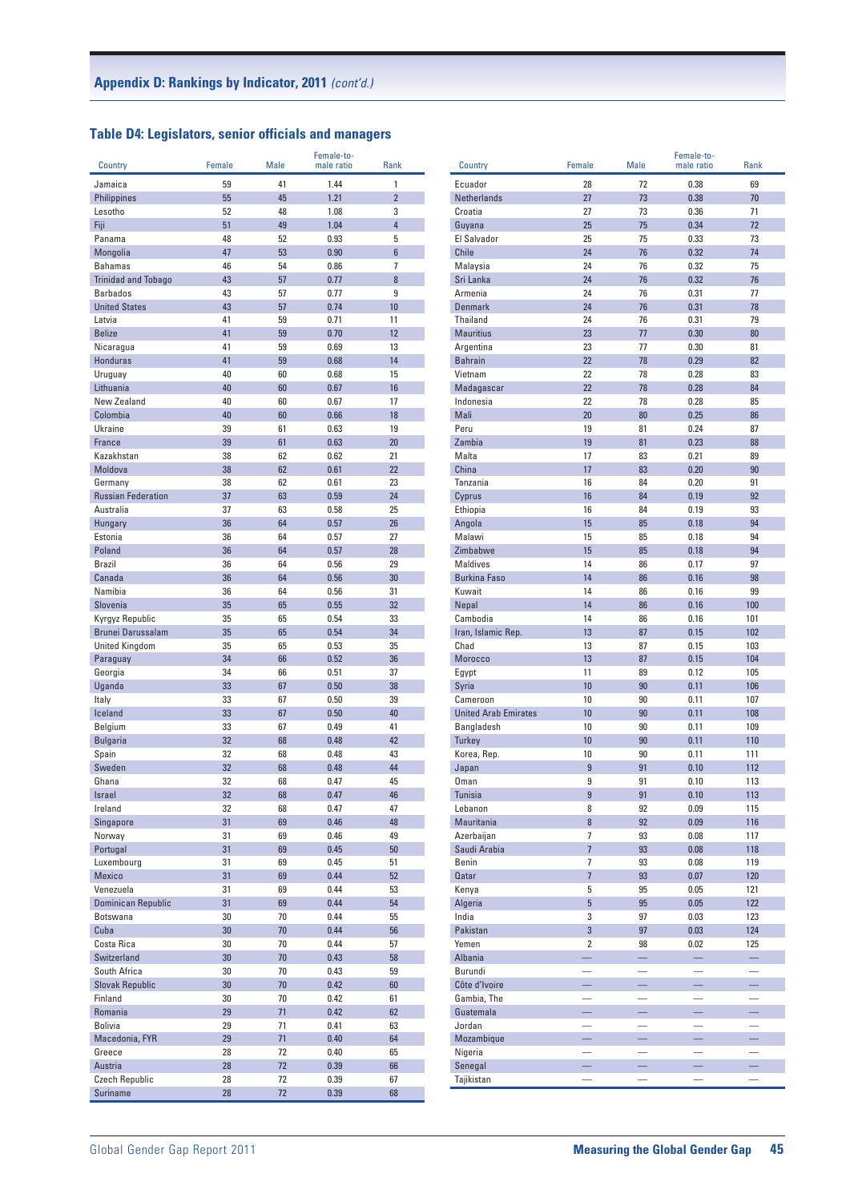## Appendix D: Rankings by Indicator, 2011 *(cont'd.)*

### Table D4: Legislators, senior officials and managers

| Country | Female | Male | Female-to-male ratio | Rank |
|---|---|---|---|---|
| Jamaica | 59 | 41 | 1.44 | 1 |
| Philippines | 55 | 45 | 1.21 | 2 |
| Lesotho | 52 | 48 | 1.08 | 3 |
| Fiji | 51 | 49 | 1.04 | 4 |
| Panama | 48 | 52 | 0.93 | 5 |
| Mongolia | 47 | 53 | 0.90 | 6 |
| Bahamas | 46 | 54 | 0.86 | 7 |
| Trinidad and Tobago | 43 | 57 | 0.77 | 8 |
| Barbados | 43 | 57 | 0.77 | 9 |
| United States | 43 | 57 | 0.74 | 10 |
| Latvia | 41 | 59 | 0.71 | 11 |
| Belize | 41 | 59 | 0.70 | 12 |
| Nicaragua | 41 | 59 | 0.69 | 13 |
| Honduras | 41 | 59 | 0.68 | 14 |
| Uruguay | 40 | 60 | 0.68 | 15 |
| Lithuania | 40 | 60 | 0.67 | 16 |
| New Zealand | 40 | 60 | 0.67 | 17 |
| Colombia | 40 | 60 | 0.66 | 18 |
| Ukraine | 39 | 61 | 0.63 | 19 |
| France | 39 | 61 | 0.63 | 20 |
| Kazakhstan | 38 | 62 | 0.62 | 21 |
| Moldova | 38 | 62 | 0.61 | 22 |
| Germany | 38 | 62 | 0.61 | 23 |
| Russian Federation | 37 | 63 | 0.59 | 24 |
| Australia | 37 | 63 | 0.58 | 25 |
| Hungary | 36 | 64 | 0.57 | 26 |
| Estonia | 36 | 64 | 0.57 | 27 |
| Poland | 36 | 64 | 0.57 | 28 |
| Brazil | 36 | 64 | 0.56 | 29 |
| Canada | 36 | 64 | 0.56 | 30 |
| Namibia | 36 | 64 | 0.56 | 31 |
| Slovenia | 35 | 65 | 0.55 | 32 |
| Kyrgyz Republic | 35 | 65 | 0.54 | 33 |
| Brunei Darussalam | 35 | 65 | 0.54 | 34 |
| United Kingdom | 35 | 65 | 0.53 | 35 |
| Paraguay | 34 | 66 | 0.52 | 36 |
| Georgia | 34 | 66 | 0.51 | 37 |
| Uganda | 33 | 67 | 0.50 | 38 |
| Italy | 33 | 67 | 0.50 | 39 |
| Iceland | 33 | 67 | 0.50 | 40 |
| Belgium | 33 | 67 | 0.49 | 41 |
| Bulgaria | 32 | 68 | 0.48 | 42 |
| Spain | 32 | 68 | 0.48 | 43 |
| Sweden | 32 | 68 | 0.48 | 44 |
| Ghana | 32 | 68 | 0.47 | 45 |
| Israel | 32 | 68 | 0.47 | 46 |
| Ireland | 32 | 68 | 0.47 | 47 |
| Singapore | 31 | 69 | 0.46 | 48 |
| Norway | 31 | 69 | 0.46 | 49 |
| Portugal | 31 | 69 | 0.45 | 50 |
| Luxembourg | 31 | 69 | 0.45 | 51 |
| Mexico | 31 | 69 | 0.44 | 52 |
| Venezuela | 31 | 69 | 0.44 | 53 |
| Dominican Republic | 31 | 69 | 0.44 | 54 |
| Botswana | 30 | 70 | 0.44 | 55 |
| Cuba | 30 | 70 | 0.44 | 56 |
| Costa Rica | 30 | 70 | 0.44 | 57 |
| Switzerland | 30 | 70 | 0.43 | 58 |
| South Africa | 30 | 70 | 0.43 | 59 |
| Slovak Republic | 30 | 70 | 0.42 | 60 |
| Finland | 30 | 70 | 0.42 | 61 |
| Romania | 29 | 71 | 0.42 | 62 |
| Bolivia | 29 | 71 | 0.41 | 63 |
| Macedonia, FYR | 29 | 71 | 0.40 | 64 |
| Greece | 28 | 72 | 0.40 | 65 |
| Austria | 28 | 72 | 0.39 | 66 |
| Czech Republic | 28 | 72 | 0.39 | 67 |
| Suriname | 28 | 72 | 0.39 | 68 |
| Ecuador | 28 | 72 | 0.38 | 69 |
| Netherlands | 27 | 73 | 0.38 | 70 |
| Croatia | 27 | 73 | 0.36 | 71 |
| Guyana | 25 | 75 | 0.34 | 72 |
| El Salvador | 25 | 75 | 0.33 | 73 |
| Chile | 24 | 76 | 0.32 | 74 |
| Malaysia | 24 | 76 | 0.32 | 75 |
| Sri Lanka | 24 | 76 | 0.32 | 76 |
| Armenia | 24 | 76 | 0.31 | 77 |
| Denmark | 24 | 76 | 0.31 | 78 |
| Thailand | 24 | 76 | 0.31 | 79 |
| Mauritius | 23 | 77 | 0.30 | 80 |
| Argentina | 23 | 77 | 0.30 | 81 |
| Bahrain | 22 | 78 | 0.29 | 82 |
| Vietnam | 22 | 78 | 0.28 | 83 |
| Madagascar | 22 | 78 | 0.28 | 84 |
| Indonesia | 22 | 78 | 0.28 | 85 |
| Mali | 20 | 80 | 0.25 | 86 |
| Peru | 19 | 81 | 0.24 | 87 |
| Zambia | 19 | 81 | 0.23 | 88 |
| Malta | 17 | 83 | 0.21 | 89 |
| China | 17 | 83 | 0.20 | 90 |
| Tanzania | 16 | 84 | 0.20 | 91 |
| Cyprus | 16 | 84 | 0.19 | 92 |
| Ethiopia | 16 | 84 | 0.19 | 93 |
| Angola | 15 | 85 | 0.18 | 94 |
| Malawi | 15 | 85 | 0.18 | 94 |
| Zimbabwe | 15 | 85 | 0.18 | 94 |
| Maldives | 14 | 86 | 0.17 | 97 |
| Burkina Faso | 14 | 86 | 0.16 | 98 |
| Kuwait | 14 | 86 | 0.16 | 99 |
| Nepal | 14 | 86 | 0.16 | 100 |
| Cambodia | 14 | 86 | 0.16 | 101 |
| Iran, Islamic Rep. | 13 | 87 | 0.15 | 102 |
| Chad | 13 | 87 | 0.15 | 103 |
| Morocco | 13 | 87 | 0.15 | 104 |
| Egypt | 11 | 89 | 0.12 | 105 |
| Syria | 10 | 90 | 0.11 | 106 |
| Cameroon | 10 | 90 | 0.11 | 107 |
| United Arab Emirates | 10 | 90 | 0.11 | 108 |
| Bangladesh | 10 | 90 | 0.11 | 109 |
| Turkey | 10 | 90 | 0.11 | 110 |
| Korea, Rep. | 10 | 90 | 0.11 | 111 |
| Japan | 9 | 91 | 0.10 | 112 |
| Oman | 9 | 91 | 0.10 | 113 |
| Tunisia | 9 | 91 | 0.10 | 113 |
| Lebanon | 8 | 92 | 0.09 | 115 |
| Mauritania | 8 | 92 | 0.09 | 116 |
| Azerbaijan | 7 | 93 | 0.08 | 117 |
| Saudi Arabia | 7 | 93 | 0.08 | 118 |
| Benin | 7 | 93 | 0.08 | 119 |
| Qatar | 7 | 93 | 0.07 | 120 |
| Kenya | 5 | 95 | 0.05 | 121 |
| Algeria | 5 | 95 | 0.05 | 122 |
| India | 3 | 97 | 0.03 | 123 |
| Pakistan | 3 | 97 | 0.03 | 124 |
| Yemen | 2 | 98 | 0.02 | 125 |
| Albania | — | — | — | — |
| Burundi | — | — | — | — |
| Côte d'Ivoire | — | — | — | — |
| Gambia, The | — | — | — | — |
| Guatemala | — | — | — | — |
| Jordan | — | — | — | — |
| Mozambique | — | — | — | — |
| Nigeria | — | — | — | — |
| Senegal | — | — | — | — |
| Tajikistan | — | — | — | — |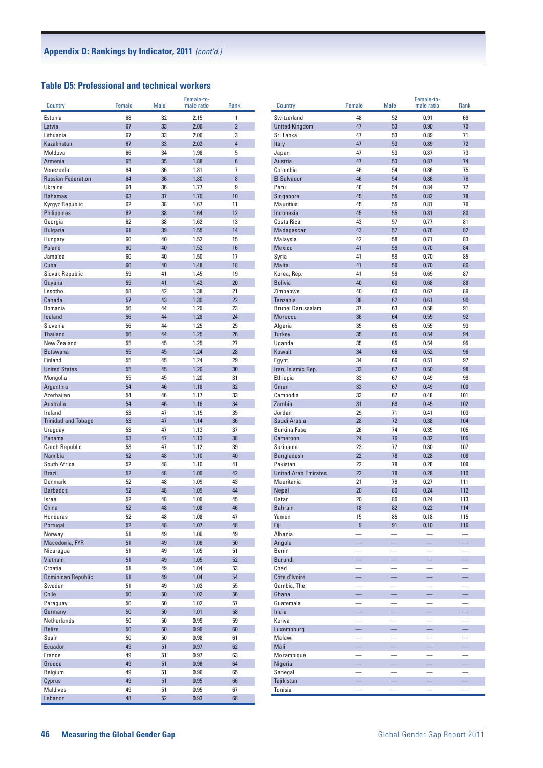## Appendix D: Rankings by Indicator, 2011 *(cont'd.)*

### Table D5: Professional and technical workers

| Country | Female | Male | Female-to-male ratio | Rank |
|---|---|---|---|---|
| Estonia | 68 | 32 | 2.15 | 1 |
| Latvia | 67 | 33 | 2.06 | 2 |
| Lithuania | 67 | 33 | 2.06 | 3 |
| Kazakhstan | 67 | 33 | 2.02 | 4 |
| Moldova | 66 | 34 | 1.98 | 5 |
| Armenia | 65 | 35 | 1.88 | 6 |
| Venezuela | 64 | 36 | 1.81 | 7 |
| Russian Federation | 64 | 36 | 1.80 | 8 |
| Ukraine | 64 | 36 | 1.77 | 9 |
| Bahamas | 63 | 37 | 1.70 | 10 |
| Kyrgyz Republic | 62 | 38 | 1.67 | 11 |
| Philippines | 62 | 38 | 1.64 | 12 |
| Georgia | 62 | 38 | 1.62 | 13 |
| Bulgaria | 61 | 39 | 1.55 | 14 |
| Hungary | 60 | 40 | 1.52 | 15 |
| Poland | 60 | 40 | 1.52 | 16 |
| Jamaica | 60 | 40 | 1.50 | 17 |
| Cuba | 60 | 40 | 1.48 | 18 |
| Slovak Republic | 59 | 41 | 1.45 | 19 |
| Guyana | 59 | 41 | 1.42 | 20 |
| Lesotho | 58 | 42 | 1.38 | 21 |
| Canada | 57 | 43 | 1.30 | 22 |
| Romania | 56 | 44 | 1.29 | 23 |
| Iceland | 56 | 44 | 1.28 | 24 |
| Slovenia | 56 | 44 | 1.25 | 25 |
| Thailand | 56 | 44 | 1.25 | 26 |
| New Zealand | 55 | 45 | 1.25 | 27 |
| Botswana | 55 | 45 | 1.24 | 28 |
| Finland | 55 | 45 | 1.24 | 29 |
| United States | 55 | 45 | 1.20 | 30 |
| Mongolia | 55 | 45 | 1.20 | 31 |
| Argentina | 54 | 46 | 1.18 | 32 |
| Azerbaijan | 54 | 46 | 1.17 | 33 |
| Australia | 54 | 46 | 1.16 | 34 |
| Ireland | 53 | 47 | 1.15 | 35 |
| Trinidad and Tobago | 53 | 47 | 1.14 | 36 |
| Uruguay | 53 | 47 | 1.13 | 37 |
| Panama | 53 | 47 | 1.13 | 38 |
| Czech Republic | 53 | 47 | 1.12 | 39 |
| Namibia | 52 | 48 | 1.10 | 40 |
| South Africa | 52 | 48 | 1.10 | 41 |
| Brazil | 52 | 48 | 1.09 | 42 |
| Denmark | 52 | 48 | 1.09 | 43 |
| Barbados | 52 | 48 | 1.09 | 44 |
| Israel | 52 | 48 | 1.09 | 45 |
| China | 52 | 48 | 1.08 | 46 |
| Honduras | 52 | 48 | 1.08 | 47 |
| Portugal | 52 | 48 | 1.07 | 48 |
| Norway | 51 | 49 | 1.06 | 49 |
| Macedonia, FYR | 51 | 49 | 1.06 | 50 |
| Nicaragua | 51 | 49 | 1.05 | 51 |
| Vietnam | 51 | 49 | 1.05 | 52 |
| Croatia | 51 | 49 | 1.04 | 53 |
| Dominican Republic | 51 | 49 | 1.04 | 54 |
| Sweden | 51 | 49 | 1.02 | 55 |
| Chile | 50 | 50 | 1.02 | 56 |
| Paraguay | 50 | 50 | 1.02 | 57 |
| Germany | 50 | 50 | 1.01 | 58 |
| Netherlands | 50 | 50 | 0.99 | 59 |
| Belize | 50 | 50 | 0.99 | 60 |
| Spain | 50 | 50 | 0.98 | 61 |
| Ecuador | 49 | 51 | 0.97 | 62 |
| France | 49 | 51 | 0.97 | 63 |
| Greece | 49 | 51 | 0.96 | 64 |
| Belgium | 49 | 51 | 0.96 | 65 |
| Cyprus | 49 | 51 | 0.95 | 66 |
| Maldives | 49 | 51 | 0.95 | 67 |
| Lebanon | 48 | 52 | 0.93 | 68 |
| Switzerland | 48 | 52 | 0.91 | 69 |
| United Kingdom | 47 | 53 | 0.90 | 70 |
| Sri Lanka | 47 | 53 | 0.89 | 71 |
| Italy | 47 | 53 | 0.89 | 72 |
| Japan | 47 | 53 | 0.87 | 73 |
| Austria | 47 | 53 | 0.87 | 74 |
| Colombia | 46 | 54 | 0.86 | 75 |
| El Salvador | 46 | 54 | 0.86 | 76 |
| Peru | 46 | 54 | 0.84 | 77 |
| Singapore | 45 | 55 | 0.82 | 78 |
| Mauritius | 45 | 55 | 0.81 | 79 |
| Indonesia | 45 | 55 | 0.81 | 80 |
| Costa Rica | 43 | 57 | 0.77 | 81 |
| Madagascar | 43 | 57 | 0.76 | 82 |
| Malaysia | 42 | 58 | 0.71 | 83 |
| Mexico | 41 | 59 | 0.70 | 84 |
| Syria | 41 | 59 | 0.70 | 85 |
| Malta | 41 | 59 | 0.70 | 86 |
| Korea, Rep. | 41 | 59 | 0.69 | 87 |
| Bolivia | 40 | 60 | 0.68 | 88 |
| Zimbabwe | 40 | 60 | 0.67 | 89 |
| Tanzania | 38 | 62 | 0.61 | 90 |
| Brunei Darussalam | 37 | 63 | 0.58 | 91 |
| Morocco | 36 | 64 | 0.55 | 92 |
| Algeria | 35 | 65 | 0.55 | 93 |
| Turkey | 35 | 65 | 0.54 | 94 |
| Uganda | 35 | 65 | 0.54 | 95 |
| Kuwait | 34 | 66 | 0.52 | 96 |
| Egypt | 34 | 66 | 0.51 | 97 |
| Iran, Islamic Rep. | 33 | 67 | 0.50 | 98 |
| Ethiopia | 33 | 67 | 0.49 | 99 |
| Oman | 33 | 67 | 0.49 | 100 |
| Cambodia | 33 | 67 | 0.48 | 101 |
| Zambia | 31 | 69 | 0.45 | 102 |
| Jordan | 29 | 71 | 0.41 | 103 |
| Saudi Arabia | 28 | 72 | 0.38 | 104 |
| Burkina Faso | 26 | 74 | 0.35 | 105 |
| Cameroon | 24 | 76 | 0.32 | 106 |
| Suriname | 23 | 77 | 0.30 | 107 |
| Bangladesh | 22 | 78 | 0.28 | 108 |
| Pakistan | 22 | 78 | 0.28 | 109 |
| United Arab Emirates | 22 | 78 | 0.28 | 110 |
| Mauritania | 21 | 79 | 0.27 | 111 |
| Nepal | 20 | 80 | 0.24 | 112 |
| Qatar | 20 | 80 | 0.24 | 113 |
| Bahrain | 18 | 82 | 0.22 | 114 |
| Yemen | 15 | 85 | 0.18 | 115 |
| Fiji | 9 | 91 | 0.10 | 116 |
| Albania | — | — | — | — |
| Angola | — | — | — | — |
| Benin | — | — | — | — |
| Burundi | — | — | — | — |
| Chad | — | — | — | — |
| Côte d'Ivoire | — | — | — | — |
| Gambia, The | — | — | — | — |
| Ghana | — | — | — | — |
| Guatemala | — | — | — | — |
| India | — | — | — | — |
| Kenya | — | — | — | — |
| Luxembourg | — | — | — | — |
| Malawi | — | — | — | — |
| Mali | — | — | — | — |
| Mozambique | — | — | — | — |
| Nigeria | — | — | — | — |
| Senegal | — | — | — | — |
| Tajikistan | — | — | — | — |
| Tunisia | — | — | — | — |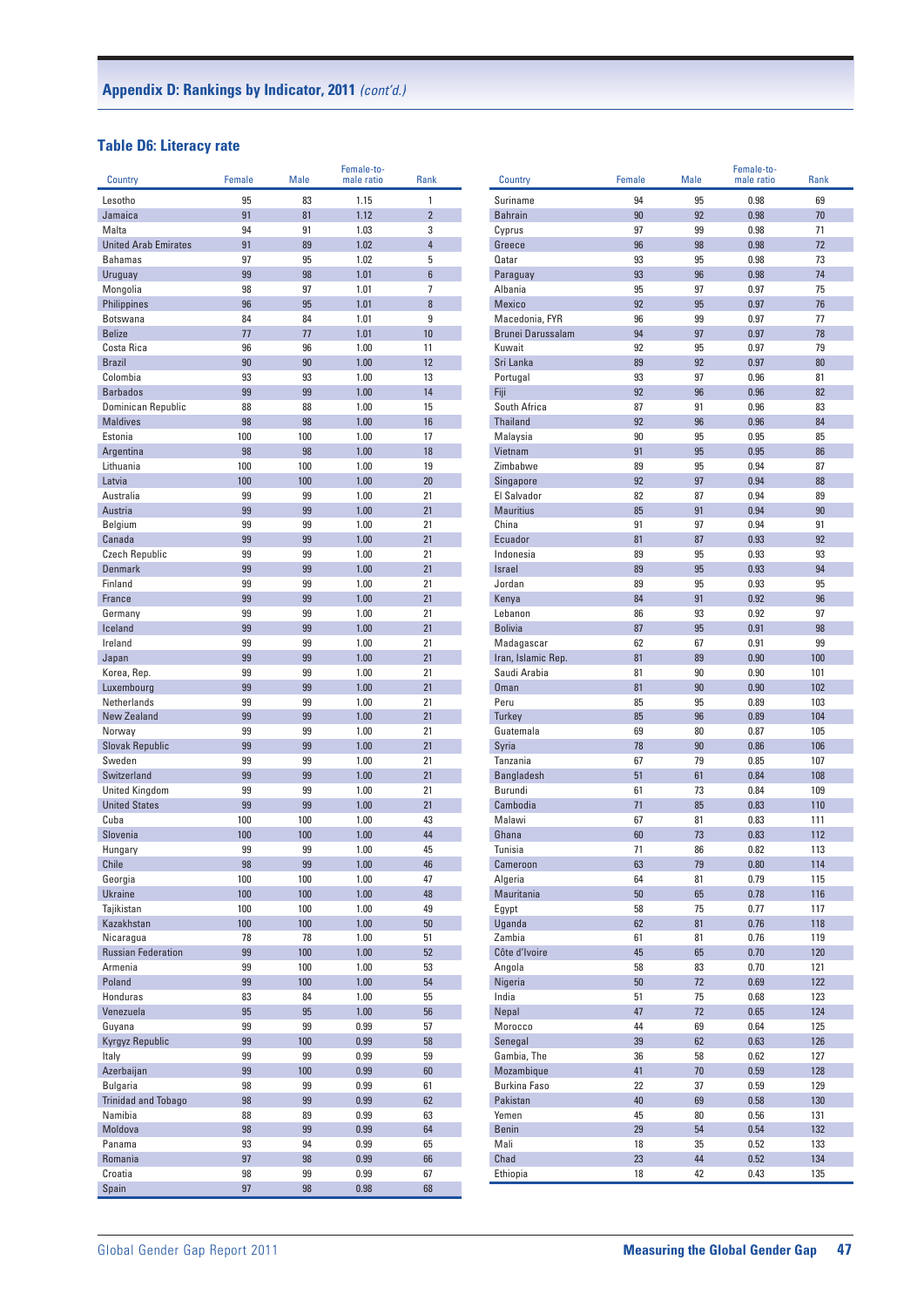## Appendix D: Rankings by Indicator, 2011 *(cont'd.)*

### Table D6: Literacy rate

| Country | Female | Male | Female-to-male ratio | Rank |
|---|---|---|---|---|
| Lesotho | 95 | 83 | 1.15 | 1 |
| Jamaica | 91 | 81 | 1.12 | 2 |
| Malta | 94 | 91 | 1.03 | 3 |
| United Arab Emirates | 91 | 89 | 1.02 | 4 |
| Bahamas | 97 | 95 | 1.02 | 5 |
| Uruguay | 99 | 98 | 1.01 | 6 |
| Mongolia | 98 | 97 | 1.01 | 7 |
| Philippines | 96 | 95 | 1.01 | 8 |
| Botswana | 84 | 84 | 1.01 | 9 |
| Belize | 77 | 77 | 1.01 | 10 |
| Costa Rica | 96 | 96 | 1.00 | 11 |
| Brazil | 90 | 90 | 1.00 | 12 |
| Colombia | 93 | 93 | 1.00 | 13 |
| Barbados | 99 | 99 | 1.00 | 14 |
| Dominican Republic | 88 | 88 | 1.00 | 15 |
| Maldives | 98 | 98 | 1.00 | 16 |
| Estonia | 100 | 100 | 1.00 | 17 |
| Argentina | 98 | 98 | 1.00 | 18 |
| Lithuania | 100 | 100 | 1.00 | 19 |
| Latvia | 100 | 100 | 1.00 | 20 |
| Australia | 99 | 99 | 1.00 | 21 |
| Austria | 99 | 99 | 1.00 | 21 |
| Belgium | 99 | 99 | 1.00 | 21 |
| Canada | 99 | 99 | 1.00 | 21 |
| Czech Republic | 99 | 99 | 1.00 | 21 |
| Denmark | 99 | 99 | 1.00 | 21 |
| Finland | 99 | 99 | 1.00 | 21 |
| France | 99 | 99 | 1.00 | 21 |
| Germany | 99 | 99 | 1.00 | 21 |
| Iceland | 99 | 99 | 1.00 | 21 |
| Ireland | 99 | 99 | 1.00 | 21 |
| Japan | 99 | 99 | 1.00 | 21 |
| Korea, Rep. | 99 | 99 | 1.00 | 21 |
| Luxembourg | 99 | 99 | 1.00 | 21 |
| Netherlands | 99 | 99 | 1.00 | 21 |
| New Zealand | 99 | 99 | 1.00 | 21 |
| Norway | 99 | 99 | 1.00 | 21 |
| Slovak Republic | 99 | 99 | 1.00 | 21 |
| Sweden | 99 | 99 | 1.00 | 21 |
| Switzerland | 99 | 99 | 1.00 | 21 |
| United Kingdom | 99 | 99 | 1.00 | 21 |
| United States | 99 | 99 | 1.00 | 21 |
| Cuba | 100 | 100 | 1.00 | 43 |
| Slovenia | 100 | 100 | 1.00 | 44 |
| Hungary | 99 | 99 | 1.00 | 45 |
| Chile | 98 | 99 | 1.00 | 46 |
| Georgia | 100 | 100 | 1.00 | 47 |
| Ukraine | 100 | 100 | 1.00 | 48 |
| Tajikistan | 100 | 100 | 1.00 | 49 |
| Kazakhstan | 100 | 100 | 1.00 | 50 |
| Nicaragua | 78 | 78 | 1.00 | 51 |
| Russian Federation | 99 | 100 | 1.00 | 52 |
| Armenia | 99 | 100 | 1.00 | 53 |
| Poland | 99 | 100 | 1.00 | 54 |
| Honduras | 83 | 84 | 1.00 | 55 |
| Venezuela | 95 | 95 | 1.00 | 56 |
| Guyana | 99 | 99 | 0.99 | 57 |
| Kyrgyz Republic | 99 | 100 | 0.99 | 58 |
| Italy | 99 | 99 | 0.99 | 59 |
| Azerbaijan | 99 | 100 | 0.99 | 60 |
| Bulgaria | 98 | 99 | 0.99 | 61 |
| Trinidad and Tobago | 98 | 99 | 0.99 | 62 |
| Namibia | 88 | 89 | 0.99 | 63 |
| Moldova | 98 | 99 | 0.99 | 64 |
| Panama | 93 | 94 | 0.99 | 65 |
| Romania | 97 | 98 | 0.99 | 66 |
| Croatia | 98 | 99 | 0.99 | 67 |
| Spain | 97 | 98 | 0.98 | 68 |
| Suriname | 94 | 95 | 0.98 | 69 |
| Bahrain | 90 | 92 | 0.98 | 70 |
| Cyprus | 97 | 99 | 0.98 | 71 |
| Greece | 96 | 98 | 0.98 | 72 |
| Qatar | 93 | 95 | 0.98 | 73 |
| Paraguay | 93 | 96 | 0.98 | 74 |
| Albania | 95 | 97 | 0.97 | 75 |
| Mexico | 92 | 95 | 0.97 | 76 |
| Macedonia, FYR | 96 | 99 | 0.97 | 77 |
| Brunei Darussalam | 94 | 97 | 0.97 | 78 |
| Kuwait | 92 | 95 | 0.97 | 79 |
| Sri Lanka | 89 | 92 | 0.97 | 80 |
| Portugal | 93 | 97 | 0.96 | 81 |
| Fiji | 92 | 96 | 0.96 | 82 |
| South Africa | 87 | 91 | 0.96 | 83 |
| Thailand | 92 | 96 | 0.96 | 84 |
| Malaysia | 90 | 95 | 0.95 | 85 |
| Vietnam | 91 | 95 | 0.95 | 86 |
| Zimbabwe | 89 | 95 | 0.94 | 87 |
| Singapore | 92 | 97 | 0.94 | 88 |
| El Salvador | 82 | 87 | 0.94 | 89 |
| Mauritius | 85 | 91 | 0.94 | 90 |
| China | 91 | 97 | 0.94 | 91 |
| Ecuador | 81 | 87 | 0.93 | 92 |
| Indonesia | 89 | 95 | 0.93 | 93 |
| Israel | 89 | 95 | 0.93 | 94 |
| Jordan | 89 | 95 | 0.93 | 95 |
| Kenya | 84 | 91 | 0.92 | 96 |
| Lebanon | 86 | 93 | 0.92 | 97 |
| Bolivia | 87 | 95 | 0.91 | 98 |
| Madagascar | 62 | 67 | 0.91 | 99 |
| Iran, Islamic Rep. | 81 | 89 | 0.90 | 100 |
| Saudi Arabia | 81 | 90 | 0.90 | 101 |
| Oman | 81 | 90 | 0.90 | 102 |
| Peru | 85 | 95 | 0.89 | 103 |
| Turkey | 85 | 96 | 0.89 | 104 |
| Guatemala | 69 | 80 | 0.87 | 105 |
| Syria | 78 | 90 | 0.86 | 106 |
| Tanzania | 67 | 79 | 0.85 | 107 |
| Bangladesh | 51 | 61 | 0.84 | 108 |
| Burundi | 61 | 73 | 0.84 | 109 |
| Cambodia | 71 | 85 | 0.83 | 110 |
| Malawi | 67 | 81 | 0.83 | 111 |
| Ghana | 60 | 73 | 0.83 | 112 |
| Tunisia | 71 | 86 | 0.82 | 113 |
| Cameroon | 63 | 79 | 0.80 | 114 |
| Algeria | 64 | 81 | 0.79 | 115 |
| Mauritania | 50 | 65 | 0.78 | 116 |
| Egypt | 58 | 75 | 0.77 | 117 |
| Uganda | 62 | 81 | 0.76 | 118 |
| Zambia | 61 | 81 | 0.76 | 119 |
| Côte d'Ivoire | 45 | 65 | 0.70 | 120 |
| Angola | 58 | 83 | 0.70 | 121 |
| Nigeria | 50 | 72 | 0.69 | 122 |
| India | 51 | 75 | 0.68 | 123 |
| Nepal | 47 | 72 | 0.65 | 124 |
| Morocco | 44 | 69 | 0.64 | 125 |
| Senegal | 39 | 62 | 0.63 | 126 |
| Gambia, The | 36 | 58 | 0.62 | 127 |
| Mozambique | 41 | 70 | 0.59 | 128 |
| Burkina Faso | 22 | 37 | 0.59 | 129 |
| Pakistan | 40 | 69 | 0.58 | 130 |
| Yemen | 45 | 80 | 0.56 | 131 |
| Benin | 29 | 54 | 0.54 | 132 |
| Mali | 18 | 35 | 0.52 | 133 |
| Chad | 23 | 44 | 0.52 | 134 |
| Ethiopia | 18 | 42 | 0.43 | 135 |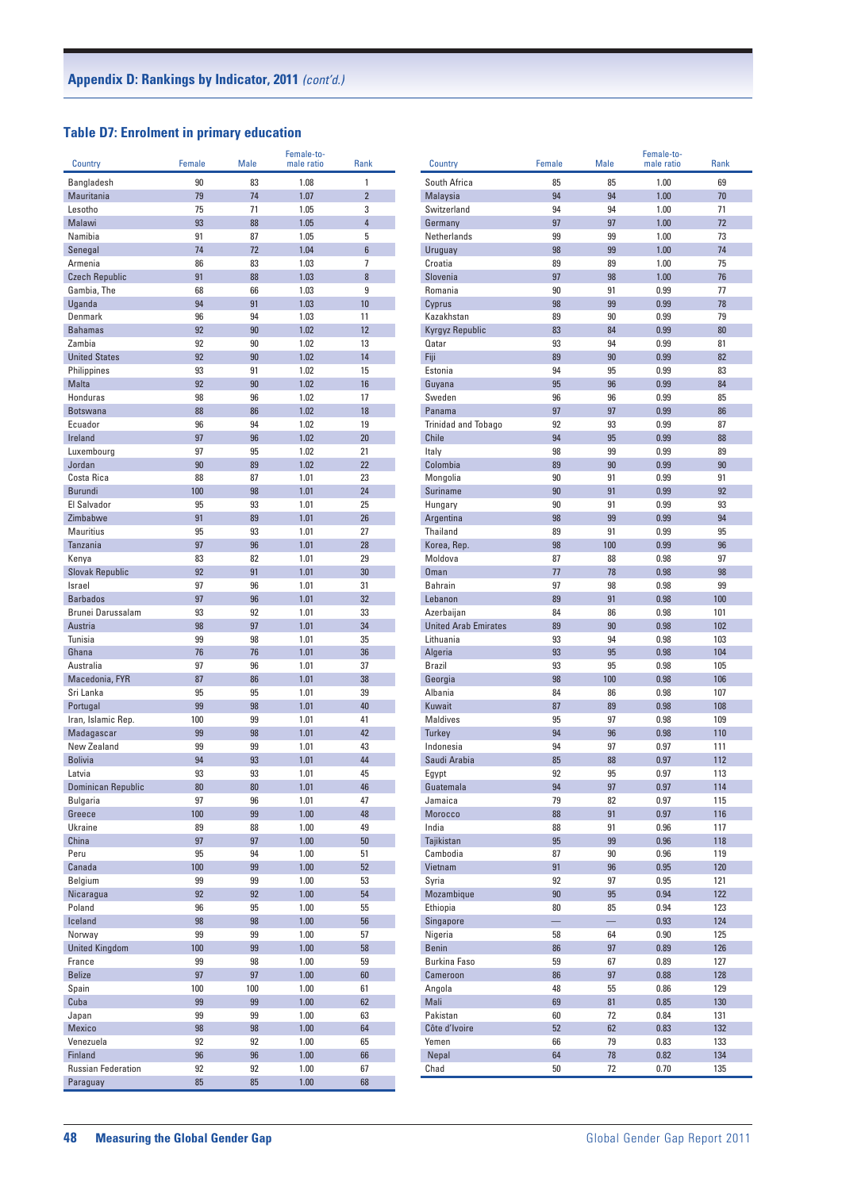## Appendix D: Rankings by Indicator, 2011 *(cont'd.)*

### Table D7: Enrolment in primary education

| Country | Female | Male | Female-to-male ratio | Rank |
|---|---|---|---|---|
| Bangladesh | 90 | 83 | 1.08 | 1 |
| Mauritania | 79 | 74 | 1.07 | 2 |
| Lesotho | 75 | 71 | 1.05 | 3 |
| Malawi | 93 | 88 | 1.05 | 4 |
| Namibia | 91 | 87 | 1.05 | 5 |
| Senegal | 74 | 72 | 1.04 | 6 |
| Armenia | 86 | 83 | 1.03 | 7 |
| Czech Republic | 91 | 88 | 1.03 | 8 |
| Gambia, The | 68 | 66 | 1.03 | 9 |
| Uganda | 94 | 91 | 1.03 | 10 |
| Denmark | 96 | 94 | 1.03 | 11 |
| Bahamas | 92 | 90 | 1.02 | 12 |
| Zambia | 92 | 90 | 1.02 | 13 |
| United States | 92 | 90 | 1.02 | 14 |
| Philippines | 93 | 91 | 1.02 | 15 |
| Malta | 92 | 90 | 1.02 | 16 |
| Honduras | 98 | 96 | 1.02 | 17 |
| Botswana | 88 | 86 | 1.02 | 18 |
| Ecuador | 96 | 94 | 1.02 | 19 |
| Ireland | 97 | 96 | 1.02 | 20 |
| Luxembourg | 97 | 95 | 1.02 | 21 |
| Jordan | 90 | 89 | 1.02 | 22 |
| Costa Rica | 88 | 87 | 1.01 | 23 |
| Burundi | 100 | 98 | 1.01 | 24 |
| El Salvador | 95 | 93 | 1.01 | 25 |
| Zimbabwe | 91 | 89 | 1.01 | 26 |
| Mauritius | 95 | 93 | 1.01 | 27 |
| Tanzania | 97 | 96 | 1.01 | 28 |
| Kenya | 83 | 82 | 1.01 | 29 |
| Slovak Republic | 92 | 91 | 1.01 | 30 |
| Israel | 97 | 96 | 1.01 | 31 |
| Barbados | 97 | 96 | 1.01 | 32 |
| Brunei Darussalam | 93 | 92 | 1.01 | 33 |
| Austria | 98 | 97 | 1.01 | 34 |
| Tunisia | 99 | 98 | 1.01 | 35 |
| Ghana | 76 | 76 | 1.01 | 36 |
| Australia | 97 | 96 | 1.01 | 37 |
| Macedonia, FYR | 87 | 86 | 1.01 | 38 |
| Sri Lanka | 95 | 95 | 1.01 | 39 |
| Portugal | 99 | 98 | 1.01 | 40 |
| Iran, Islamic Rep. | 100 | 99 | 1.01 | 41 |
| Madagascar | 99 | 98 | 1.01 | 42 |
| New Zealand | 99 | 99 | 1.01 | 43 |
| Bolivia | 94 | 93 | 1.01 | 44 |
| Latvia | 93 | 93 | 1.01 | 45 |
| Dominican Republic | 80 | 80 | 1.01 | 46 |
| Bulgaria | 97 | 96 | 1.01 | 47 |
| Greece | 100 | 99 | 1.00 | 48 |
| Ukraine | 89 | 88 | 1.00 | 49 |
| China | 97 | 97 | 1.00 | 50 |
| Peru | 95 | 94 | 1.00 | 51 |
| Canada | 100 | 99 | 1.00 | 52 |
| Belgium | 99 | 99 | 1.00 | 53 |
| Nicaragua | 92 | 92 | 1.00 | 54 |
| Poland | 96 | 95 | 1.00 | 55 |
| Iceland | 98 | 98 | 1.00 | 56 |
| Norway | 99 | 99 | 1.00 | 57 |
| United Kingdom | 100 | 99 | 1.00 | 58 |
| France | 99 | 98 | 1.00 | 59 |
| Belize | 97 | 97 | 1.00 | 60 |
| Spain | 100 | 100 | 1.00 | 61 |
| Cuba | 99 | 99 | 1.00 | 62 |
| Japan | 99 | 99 | 1.00 | 63 |
| Mexico | 98 | 98 | 1.00 | 64 |
| Venezuela | 92 | 92 | 1.00 | 65 |
| Finland | 96 | 96 | 1.00 | 66 |
| Russian Federation | 92 | 92 | 1.00 | 67 |
| Paraguay | 85 | 85 | 1.00 | 68 |
| South Africa | 85 | 85 | 1.00 | 69 |
| Malaysia | 94 | 94 | 1.00 | 70 |
| Switzerland | 94 | 94 | 1.00 | 71 |
| Germany | 97 | 97 | 1.00 | 72 |
| Netherlands | 99 | 99 | 1.00 | 73 |
| Uruguay | 98 | 99 | 1.00 | 74 |
| Croatia | 89 | 89 | 1.00 | 75 |
| Slovenia | 97 | 98 | 1.00 | 76 |
| Romania | 90 | 91 | 0.99 | 77 |
| Cyprus | 98 | 99 | 0.99 | 78 |
| Kazakhstan | 89 | 90 | 0.99 | 79 |
| Kyrgyz Republic | 83 | 84 | 0.99 | 80 |
| Qatar | 93 | 94 | 0.99 | 81 |
| Fiji | 89 | 90 | 0.99 | 82 |
| Estonia | 94 | 95 | 0.99 | 83 |
| Guyana | 95 | 96 | 0.99 | 84 |
| Sweden | 96 | 96 | 0.99 | 85 |
| Panama | 97 | 97 | 0.99 | 86 |
| Trinidad and Tobago | 92 | 93 | 0.99 | 87 |
| Chile | 94 | 95 | 0.99 | 88 |
| Italy | 98 | 99 | 0.99 | 89 |
| Colombia | 89 | 90 | 0.99 | 90 |
| Mongolia | 90 | 91 | 0.99 | 91 |
| Suriname | 90 | 91 | 0.99 | 92 |
| Hungary | 90 | 91 | 0.99 | 93 |
| Argentina | 98 | 99 | 0.99 | 94 |
| Thailand | 89 | 91 | 0.99 | 95 |
| Korea, Rep. | 98 | 100 | 0.99 | 96 |
| Moldova | 87 | 88 | 0.98 | 97 |
| Oman | 77 | 78 | 0.98 | 98 |
| Bahrain | 97 | 98 | 0.98 | 99 |
| Lebanon | 89 | 91 | 0.98 | 100 |
| Azerbaijan | 84 | 86 | 0.98 | 101 |
| United Arab Emirates | 89 | 90 | 0.98 | 102 |
| Lithuania | 93 | 94 | 0.98 | 103 |
| Algeria | 93 | 95 | 0.98 | 104 |
| Brazil | 93 | 95 | 0.98 | 105 |
| Georgia | 98 | 100 | 0.98 | 106 |
| Albania | 84 | 86 | 0.98 | 107 |
| Kuwait | 87 | 89 | 0.98 | 108 |
| Maldives | 95 | 97 | 0.98 | 109 |
| Turkey | 94 | 96 | 0.98 | 110 |
| Indonesia | 94 | 97 | 0.97 | 111 |
| Saudi Arabia | 85 | 88 | 0.97 | 112 |
| Egypt | 92 | 95 | 0.97 | 113 |
| Guatemala | 94 | 97 | 0.97 | 114 |
| Jamaica | 79 | 82 | 0.97 | 115 |
| Morocco | 88 | 91 | 0.97 | 116 |
| India | 88 | 91 | 0.96 | 117 |
| Tajikistan | 95 | 99 | 0.96 | 118 |
| Cambodia | 87 | 90 | 0.96 | 119 |
| Vietnam | 91 | 96 | 0.95 | 120 |
| Syria | 92 | 97 | 0.95 | 121 |
| Mozambique | 90 | 95 | 0.94 | 122 |
| Ethiopia | 80 | 85 | 0.94 | 123 |
| Singapore | — | — | 0.93 | 124 |
| Nigeria | 58 | 64 | 0.90 | 125 |
| Benin | 86 | 97 | 0.89 | 126 |
| Burkina Faso | 59 | 67 | 0.89 | 127 |
| Cameroon | 86 | 97 | 0.88 | 128 |
| Angola | 48 | 55 | 0.86 | 129 |
| Mali | 69 | 81 | 0.85 | 130 |
| Pakistan | 60 | 72 | 0.84 | 131 |
| Côte d'Ivoire | 52 | 62 | 0.83 | 132 |
| Yemen | 66 | 79 | 0.83 | 133 |
| Nepal | 64 | 78 | 0.82 | 134 |
| Chad | 50 | 72 | 0.70 | 135 |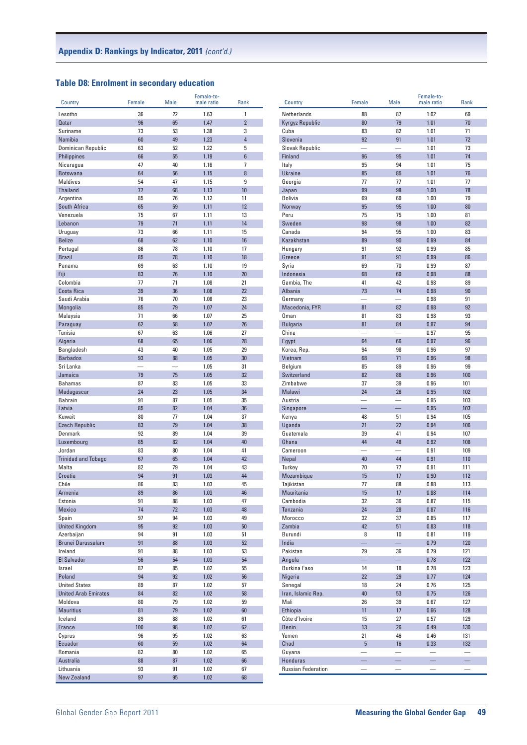## Appendix D: Rankings by Indicator, 2011 *(cont'd.)*

### Table D8: Enrolment in secondary education

| Country | Female | Male | Female-to-male ratio | Rank |
|---|---|---|---|---|
| Lesotho | 36 | 22 | 1.63 | 1 |
| Qatar | 96 | 65 | 1.47 | 2 |
| Suriname | 73 | 53 | 1.38 | 3 |
| Namibia | 60 | 49 | 1.23 | 4 |
| Dominican Republic | 63 | 52 | 1.22 | 5 |
| Philippines | 66 | 55 | 1.19 | 6 |
| Nicaragua | 47 | 40 | 1.16 | 7 |
| Botswana | 64 | 56 | 1.15 | 8 |
| Maldives | 54 | 47 | 1.15 | 9 |
| Thailand | 77 | 68 | 1.13 | 10 |
| Argentina | 85 | 76 | 1.12 | 11 |
| South Africa | 65 | 59 | 1.11 | 12 |
| Venezuela | 75 | 67 | 1.11 | 13 |
| Lebanon | 79 | 71 | 1.11 | 14 |
| Uruguay | 73 | 66 | 1.11 | 15 |
| Belize | 68 | 62 | 1.10 | 16 |
| Portugal | 86 | 78 | 1.10 | 17 |
| Brazil | 85 | 78 | 1.10 | 18 |
| Panama | 69 | 63 | 1.10 | 19 |
| Fiji | 83 | 76 | 1.10 | 20 |
| Colombia | 77 | 71 | 1.08 | 21 |
| Costa Rica | 39 | 36 | 1.08 | 22 |
| Saudi Arabia | 76 | 70 | 1.08 | 23 |
| Mongolia | 85 | 79 | 1.07 | 24 |
| Malaysia | 71 | 66 | 1.07 | 25 |
| Paraguay | 62 | 58 | 1.07 | 26 |
| Tunisia | 67 | 63 | 1.06 | 27 |
| Algeria | 68 | 65 | 1.06 | 28 |
| Bangladesh | 43 | 40 | 1.05 | 29 |
| Barbados | 93 | 88 | 1.05 | 30 |
| Sri Lanka | — | — | 1.05 | 31 |
| Jamaica | 79 | 75 | 1.05 | 32 |
| Bahamas | 87 | 83 | 1.05 | 33 |
| Madagascar | 24 | 23 | 1.05 | 34 |
| Bahrain | 91 | 87 | 1.05 | 35 |
| Latvia | 85 | 82 | 1.04 | 36 |
| Kuwait | 80 | 77 | 1.04 | 37 |
| Czech Republic | 83 | 79 | 1.04 | 38 |
| Denmark | 92 | 89 | 1.04 | 39 |
| Luxembourg | 85 | 82 | 1.04 | 40 |
| Jordan | 83 | 80 | 1.04 | 41 |
| Trinidad and Tobago | 67 | 65 | 1.04 | 42 |
| Malta | 82 | 79 | 1.04 | 43 |
| Croatia | 94 | 91 | 1.03 | 44 |
| Chile | 86 | 83 | 1.03 | 45 |
| Armenia | 89 | 86 | 1.03 | 46 |
| Estonia | 91 | 88 | 1.03 | 47 |
| Mexico | 74 | 72 | 1.03 | 48 |
| Spain | 97 | 94 | 1.03 | 49 |
| United Kingdom | 95 | 92 | 1.03 | 50 |
| Azerbaijan | 94 | 91 | 1.03 | 51 |
| Brunei Darussalam | 91 | 88 | 1.03 | 52 |
| Ireland | 91 | 88 | 1.03 | 53 |
| El Salvador | 56 | 54 | 1.03 | 54 |
| Israel | 87 | 85 | 1.02 | 55 |
| Poland | 94 | 92 | 1.02 | 56 |
| United States | 89 | 87 | 1.02 | 57 |
| United Arab Emirates | 84 | 82 | 1.02 | 58 |
| Moldova | 80 | 79 | 1.02 | 59 |
| Mauritius | 81 | 79 | 1.02 | 60 |
| Iceland | 89 | 88 | 1.02 | 61 |
| France | 100 | 98 | 1.02 | 62 |
| Cyprus | 96 | 95 | 1.02 | 63 |
| Ecuador | 60 | 59 | 1.02 | 64 |
| Romania | 82 | 80 | 1.02 | 65 |
| Australia | 88 | 87 | 1.02 | 66 |
| Lithuania | 93 | 91 | 1.02 | 67 |
| New Zealand | 97 | 95 | 1.02 | 68 |
| Netherlands | 88 | 87 | 1.02 | 69 |
| Kyrgyz Republic | 80 | 79 | 1.01 | 70 |
| Cuba | 83 | 82 | 1.01 | 71 |
| Slovenia | 92 | 91 | 1.01 | 72 |
| Slovak Republic | — | — | 1.01 | 73 |
| Finland | 96 | 95 | 1.01 | 74 |
| Italy | 95 | 94 | 1.01 | 75 |
| Ukraine | 85 | 85 | 1.01 | 76 |
| Georgia | 77 | 77 | 1.01 | 77 |
| Japan | 99 | 98 | 1.00 | 78 |
| Bolivia | 69 | 69 | 1.00 | 79 |
| Norway | 95 | 95 | 1.00 | 80 |
| Peru | 75 | 75 | 1.00 | 81 |
| Sweden | 98 | 98 | 1.00 | 82 |
| Canada | 94 | 95 | 1.00 | 83 |
| Kazakhstan | 89 | 90 | 0.99 | 84 |
| Hungary | 91 | 92 | 0.99 | 85 |
| Greece | 91 | 91 | 0.99 | 86 |
| Syria | 69 | 70 | 0.99 | 87 |
| Indonesia | 68 | 69 | 0.98 | 88 |
| Gambia, The | 41 | 42 | 0.98 | 89 |
| Albania | 73 | 74 | 0.98 | 90 |
| Germany | — | — | 0.98 | 91 |
| Macedonia, FYR | 81 | 82 | 0.98 | 92 |
| Oman | 81 | 83 | 0.98 | 93 |
| Bulgaria | 81 | 84 | 0.97 | 94 |
| China | — | — | 0.97 | 95 |
| Egypt | 64 | 66 | 0.97 | 96 |
| Korea, Rep. | 94 | 98 | 0.96 | 97 |
| Vietnam | 68 | 71 | 0.96 | 98 |
| Belgium | 85 | 89 | 0.96 | 99 |
| Switzerland | 82 | 86 | 0.96 | 100 |
| Zimbabwe | 37 | 39 | 0.96 | 101 |
| Malawi | 24 | 26 | 0.95 | 102 |
| Austria | — | — | 0.95 | 103 |
| Singapore | — | — | 0.95 | 103 |
| Kenya | 48 | 51 | 0.94 | 105 |
| Uganda | 21 | 22 | 0.94 | 106 |
| Guatemala | 39 | 41 | 0.94 | 107 |
| Ghana | 44 | 48 | 0.92 | 108 |
| Cameroon | — | — | 0.91 | 109 |
| Nepal | 40 | 44 | 0.91 | 110 |
| Turkey | 70 | 77 | 0.91 | 111 |
| Mozambique | 15 | 17 | 0.90 | 112 |
| Tajikistan | 77 | 88 | 0.88 | 113 |
| Mauritania | 15 | 17 | 0.88 | 114 |
| Cambodia | 32 | 36 | 0.87 | 115 |
| Tanzania | 24 | 28 | 0.87 | 116 |
| Morocco | 32 | 37 | 0.85 | 117 |
| Zambia | 42 | 51 | 0.83 | 118 |
| Burundi | 8 | 10 | 0.81 | 119 |
| India | — | — | 0.79 | 120 |
| Pakistan | 29 | 36 | 0.79 | 121 |
| Angola | — | — | 0.78 | 122 |
| Burkina Faso | 14 | 18 | 0.78 | 123 |
| Nigeria | 22 | 29 | 0.77 | 124 |
| Senegal | 18 | 24 | 0.76 | 125 |
| Iran, Islamic Rep. | 40 | 53 | 0.75 | 126 |
| Mali | 26 | 39 | 0.67 | 127 |
| Ethiopia | 11 | 17 | 0.66 | 128 |
| Côte d'Ivoire | 15 | 27 | 0.57 | 129 |
| Benin | 13 | 26 | 0.49 | 130 |
| Yemen | 21 | 46 | 0.46 | 131 |
| Chad | 5 | 16 | 0.33 | 132 |
| Guyana | — | — | — | — |
| Honduras | — | — | — | — |
| Russian Federation | — | — | — | — |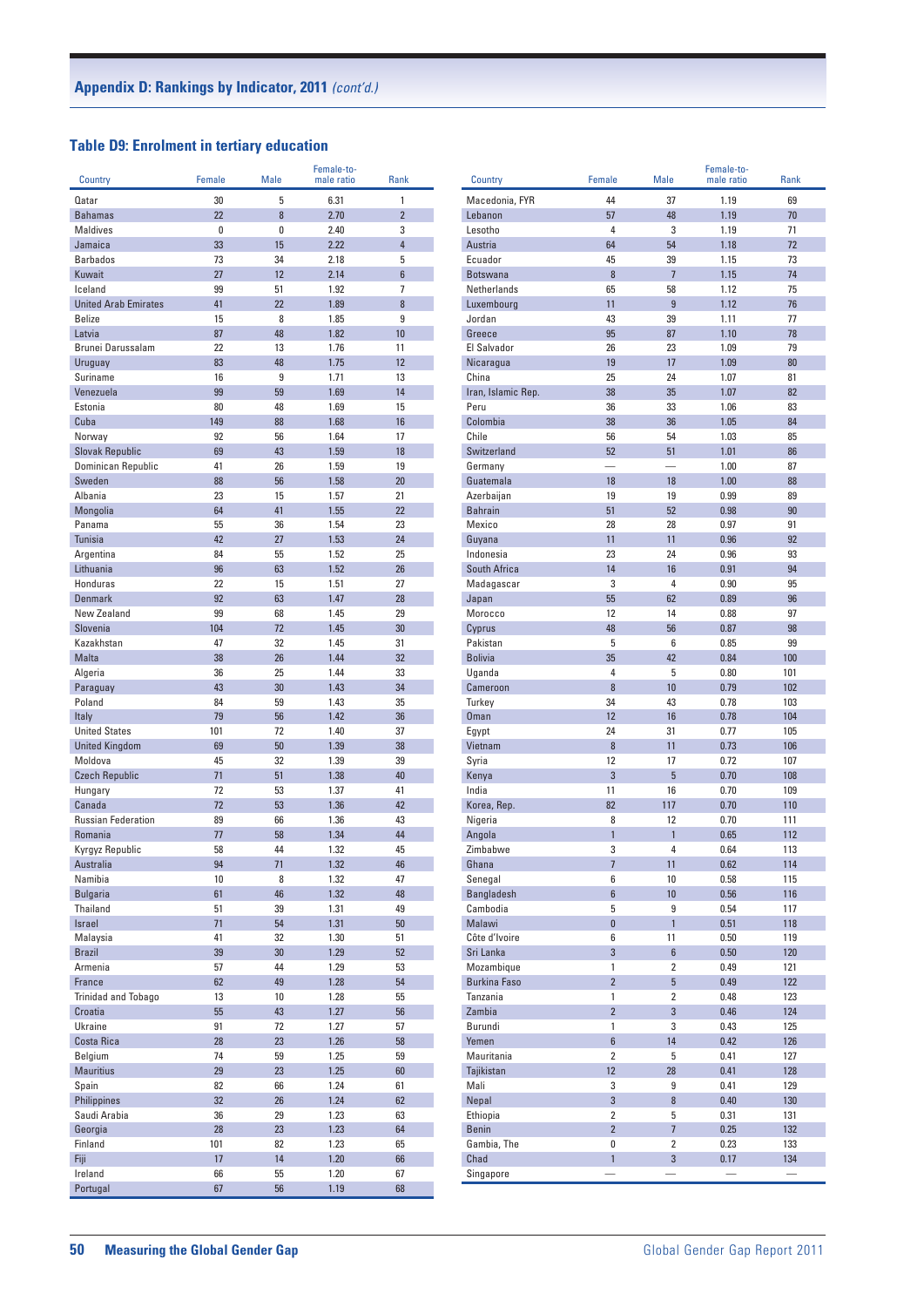## Appendix D: Rankings by Indicator, 2011 *(cont'd.)*

### Table D9: Enrolment in tertiary education

| Country | Female | Male | Female-to-male ratio | Rank |
|---|---|---|---|---|
| Qatar | 30 | 5 | 6.31 | 1 |
| Bahamas | 22 | 8 | 2.70 | 2 |
| Maldives | 0 | 0 | 2.40 | 3 |
| Jamaica | 33 | 15 | 2.22 | 4 |
| Barbados | 73 | 34 | 2.18 | 5 |
| Kuwait | 27 | 12 | 2.14 | 6 |
| Iceland | 99 | 51 | 1.92 | 7 |
| United Arab Emirates | 41 | 22 | 1.89 | 8 |
| Belize | 15 | 8 | 1.85 | 9 |
| Latvia | 87 | 48 | 1.82 | 10 |
| Brunei Darussalam | 22 | 13 | 1.76 | 11 |
| Uruguay | 83 | 48 | 1.75 | 12 |
| Suriname | 16 | 9 | 1.71 | 13 |
| Venezuela | 99 | 59 | 1.69 | 14 |
| Estonia | 80 | 48 | 1.69 | 15 |
| Cuba | 149 | 88 | 1.68 | 16 |
| Norway | 92 | 56 | 1.64 | 17 |
| Slovak Republic | 69 | 43 | 1.59 | 18 |
| Dominican Republic | 41 | 26 | 1.59 | 19 |
| Sweden | 88 | 56 | 1.58 | 20 |
| Albania | 23 | 15 | 1.57 | 21 |
| Mongolia | 64 | 41 | 1.55 | 22 |
| Panama | 55 | 36 | 1.54 | 23 |
| Tunisia | 42 | 27 | 1.53 | 24 |
| Argentina | 84 | 55 | 1.52 | 25 |
| Lithuania | 96 | 63 | 1.52 | 26 |
| Honduras | 22 | 15 | 1.51 | 27 |
| Denmark | 92 | 63 | 1.47 | 28 |
| New Zealand | 99 | 68 | 1.45 | 29 |
| Slovenia | 104 | 72 | 1.45 | 30 |
| Kazakhstan | 47 | 32 | 1.45 | 31 |
| Malta | 38 | 26 | 1.44 | 32 |
| Algeria | 36 | 25 | 1.44 | 33 |
| Paraguay | 43 | 30 | 1.43 | 34 |
| Poland | 84 | 59 | 1.43 | 35 |
| Italy | 79 | 56 | 1.42 | 36 |
| United States | 101 | 72 | 1.40 | 37 |
| United Kingdom | 69 | 50 | 1.39 | 38 |
| Moldova | 45 | 32 | 1.39 | 39 |
| Czech Republic | 71 | 51 | 1.38 | 40 |
| Hungary | 72 | 53 | 1.37 | 41 |
| Canada | 72 | 53 | 1.36 | 42 |
| Russian Federation | 89 | 66 | 1.36 | 43 |
| Romania | 77 | 58 | 1.34 | 44 |
| Kyrgyz Republic | 58 | 44 | 1.32 | 45 |
| Australia | 94 | 71 | 1.32 | 46 |
| Namibia | 10 | 8 | 1.32 | 47 |
| Bulgaria | 61 | 46 | 1.32 | 48 |
| Thailand | 51 | 39 | 1.31 | 49 |
| Israel | 71 | 54 | 1.31 | 50 |
| Malaysia | 41 | 32 | 1.30 | 51 |
| Brazil | 39 | 30 | 1.29 | 52 |
| Armenia | 57 | 44 | 1.29 | 53 |
| France | 62 | 49 | 1.28 | 54 |
| Trinidad and Tobago | 13 | 10 | 1.28 | 55 |
| Croatia | 55 | 43 | 1.27 | 56 |
| Ukraine | 91 | 72 | 1.27 | 57 |
| Costa Rica | 28 | 23 | 1.26 | 58 |
| Belgium | 74 | 59 | 1.25 | 59 |
| Mauritius | 29 | 23 | 1.25 | 60 |
| Spain | 82 | 66 | 1.24 | 61 |
| Philippines | 32 | 26 | 1.24 | 62 |
| Saudi Arabia | 36 | 29 | 1.23 | 63 |
| Georgia | 28 | 23 | 1.23 | 64 |
| Finland | 101 | 82 | 1.23 | 65 |
| Fiji | 17 | 14 | 1.20 | 66 |
| Ireland | 66 | 55 | 1.20 | 67 |
| Portugal | 67 | 56 | 1.19 | 68 |
| Macedonia, FYR | 44 | 37 | 1.19 | 69 |
| Lebanon | 57 | 48 | 1.19 | 70 |
| Lesotho | 4 | 3 | 1.19 | 71 |
| Austria | 64 | 54 | 1.18 | 72 |
| Ecuador | 45 | 39 | 1.15 | 73 |
| Botswana | 8 | 7 | 1.15 | 74 |
| Netherlands | 65 | 58 | 1.12 | 75 |
| Luxembourg | 11 | 9 | 1.12 | 76 |
| Jordan | 43 | 39 | 1.11 | 77 |
| Greece | 95 | 87 | 1.10 | 78 |
| El Salvador | 26 | 23 | 1.09 | 79 |
| Nicaragua | 19 | 17 | 1.09 | 80 |
| China | 25 | 24 | 1.07 | 81 |
| Iran, Islamic Rep. | 38 | 35 | 1.07 | 82 |
| Peru | 36 | 33 | 1.06 | 83 |
| Colombia | 38 | 36 | 1.05 | 84 |
| Chile | 56 | 54 | 1.03 | 85 |
| Switzerland | 52 | 51 | 1.01 | 86 |
| Germany | — | — | 1.00 | 87 |
| Guatemala | 18 | 18 | 1.00 | 88 |
| Azerbaijan | 19 | 19 | 0.99 | 89 |
| Bahrain | 51 | 52 | 0.98 | 90 |
| Mexico | 28 | 28 | 0.97 | 91 |
| Guyana | 11 | 11 | 0.96 | 92 |
| Indonesia | 23 | 24 | 0.96 | 93 |
| South Africa | 14 | 16 | 0.91 | 94 |
| Madagascar | 3 | 4 | 0.90 | 95 |
| Japan | 55 | 62 | 0.89 | 96 |
| Morocco | 12 | 14 | 0.88 | 97 |
| Cyprus | 48 | 56 | 0.87 | 98 |
| Pakistan | 5 | 6 | 0.85 | 99 |
| Bolivia | 35 | 42 | 0.84 | 100 |
| Uganda | 4 | 5 | 0.80 | 101 |
| Cameroon | 8 | 10 | 0.79 | 102 |
| Turkey | 34 | 43 | 0.78 | 103 |
| Oman | 12 | 16 | 0.78 | 104 |
| Egypt | 24 | 31 | 0.77 | 105 |
| Vietnam | 8 | 11 | 0.73 | 106 |
| Syria | 12 | 17 | 0.72 | 107 |
| Kenya | 3 | 5 | 0.70 | 108 |
| India | 11 | 16 | 0.70 | 109 |
| Korea, Rep. | 82 | 117 | 0.70 | 110 |
| Nigeria | 8 | 12 | 0.70 | 111 |
| Angola | 1 | 1 | 0.65 | 112 |
| Zimbabwe | 3 | 4 | 0.64 | 113 |
| Ghana | 7 | 11 | 0.62 | 114 |
| Senegal | 6 | 10 | 0.58 | 115 |
| Bangladesh | 6 | 10 | 0.56 | 116 |
| Cambodia | 5 | 9 | 0.54 | 117 |
| Malawi | 0 | 1 | 0.51 | 118 |
| Côte d'Ivoire | 6 | 11 | 0.50 | 119 |
| Sri Lanka | 3 | 6 | 0.50 | 120 |
| Mozambique | 1 | 2 | 0.49 | 121 |
| Burkina Faso | 2 | 5 | 0.49 | 122 |
| Tanzania | 1 | 2 | 0.48 | 123 |
| Zambia | 2 | 3 | 0.46 | 124 |
| Burundi | 1 | 3 | 0.43 | 125 |
| Yemen | 6 | 14 | 0.42 | 126 |
| Mauritania | 2 | 5 | 0.41 | 127 |
| Tajikistan | 12 | 28 | 0.41 | 128 |
| Mali | 3 | 9 | 0.41 | 129 |
| Nepal | 3 | 8 | 0.40 | 130 |
| Ethiopia | 2 | 5 | 0.31 | 131 |
| Benin | 2 | 7 | 0.25 | 132 |
| Gambia, The | 0 | 2 | 0.23 | 133 |
| Chad | 1 | 3 | 0.17 | 134 |
| Singapore | — | — | — | — |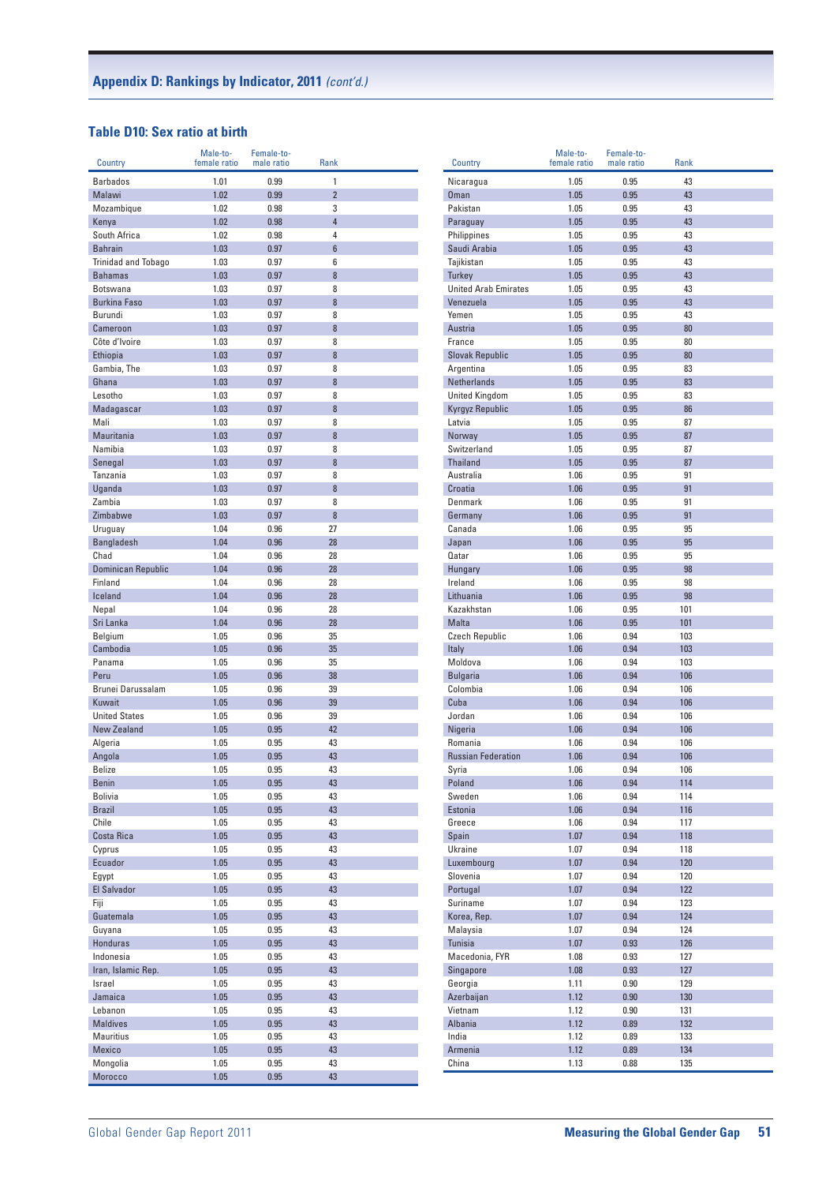## Appendix D: Rankings by Indicator, 2011 *(cont'd.)*

### Table D10: Sex ratio at birth

| Country | Male-to-female ratio | Female-to-male ratio | Rank |
|---|---|---|---|
| Barbados | 1.01 | 0.99 | 1 |
| Malawi | 1.02 | 0.99 | 2 |
| Mozambique | 1.02 | 0.98 | 3 |
| Kenya | 1.02 | 0.98 | 4 |
| South Africa | 1.02 | 0.98 | 4 |
| Bahrain | 1.03 | 0.97 | 6 |
| Trinidad and Tobago | 1.03 | 0.97 | 6 |
| Bahamas | 1.03 | 0.97 | 8 |
| Botswana | 1.03 | 0.97 | 8 |
| Burkina Faso | 1.03 | 0.97 | 8 |
| Burundi | 1.03 | 0.97 | 8 |
| Cameroon | 1.03 | 0.97 | 8 |
| Côte d'Ivoire | 1.03 | 0.97 | 8 |
| Ethiopia | 1.03 | 0.97 | 8 |
| Gambia, The | 1.03 | 0.97 | 8 |
| Ghana | 1.03 | 0.97 | 8 |
| Lesotho | 1.03 | 0.97 | 8 |
| Madagascar | 1.03 | 0.97 | 8 |
| Mali | 1.03 | 0.97 | 8 |
| Mauritania | 1.03 | 0.97 | 8 |
| Namibia | 1.03 | 0.97 | 8 |
| Senegal | 1.03 | 0.97 | 8 |
| Tanzania | 1.03 | 0.97 | 8 |
| Uganda | 1.03 | 0.97 | 8 |
| Zambia | 1.03 | 0.97 | 8 |
| Zimbabwe | 1.03 | 0.97 | 8 |
| Uruguay | 1.04 | 0.96 | 27 |
| Bangladesh | 1.04 | 0.96 | 28 |
| Chad | 1.04 | 0.96 | 28 |
| Dominican Republic | 1.04 | 0.96 | 28 |
| Finland | 1.04 | 0.96 | 28 |
| Iceland | 1.04 | 0.96 | 28 |
| Nepal | 1.04 | 0.96 | 28 |
| Sri Lanka | 1.04 | 0.96 | 28 |
| Belgium | 1.05 | 0.96 | 35 |
| Cambodia | 1.05 | 0.96 | 35 |
| Panama | 1.05 | 0.96 | 35 |
| Peru | 1.05 | 0.96 | 38 |
| Brunei Darussalam | 1.05 | 0.96 | 39 |
| Kuwait | 1.05 | 0.96 | 39 |
| United States | 1.05 | 0.96 | 39 |
| New Zealand | 1.05 | 0.95 | 42 |
| Algeria | 1.05 | 0.95 | 43 |
| Angola | 1.05 | 0.95 | 43 |
| Belize | 1.05 | 0.95 | 43 |
| Benin | 1.05 | 0.95 | 43 |
| Bolivia | 1.05 | 0.95 | 43 |
| Brazil | 1.05 | 0.95 | 43 |
| Chile | 1.05 | 0.95 | 43 |
| Costa Rica | 1.05 | 0.95 | 43 |
| Cyprus | 1.05 | 0.95 | 43 |
| Ecuador | 1.05 | 0.95 | 43 |
| Egypt | 1.05 | 0.95 | 43 |
| El Salvador | 1.05 | 0.95 | 43 |
| Fiji | 1.05 | 0.95 | 43 |
| Guatemala | 1.05 | 0.95 | 43 |
| Guyana | 1.05 | 0.95 | 43 |
| Honduras | 1.05 | 0.95 | 43 |
| Indonesia | 1.05 | 0.95 | 43 |
| Iran, Islamic Rep. | 1.05 | 0.95 | 43 |
| Israel | 1.05 | 0.95 | 43 |
| Jamaica | 1.05 | 0.95 | 43 |
| Lebanon | 1.05 | 0.95 | 43 |
| Maldives | 1.05 | 0.95 | 43 |
| Mauritius | 1.05 | 0.95 | 43 |
| Mexico | 1.05 | 0.95 | 43 |
| Mongolia | 1.05 | 0.95 | 43 |
| Morocco | 1.05 | 0.95 | 43 |
| Nicaragua | 1.05 | 0.95 | 43 |
| Oman | 1.05 | 0.95 | 43 |
| Pakistan | 1.05 | 0.95 | 43 |
| Paraguay | 1.05 | 0.95 | 43 |
| Philippines | 1.05 | 0.95 | 43 |
| Saudi Arabia | 1.05 | 0.95 | 43 |
| Tajikistan | 1.05 | 0.95 | 43 |
| Turkey | 1.05 | 0.95 | 43 |
| United Arab Emirates | 1.05 | 0.95 | 43 |
| Venezuela | 1.05 | 0.95 | 43 |
| Yemen | 1.05 | 0.95 | 43 |
| Austria | 1.05 | 0.95 | 80 |
| France | 1.05 | 0.95 | 80 |
| Slovak Republic | 1.05 | 0.95 | 80 |
| Argentina | 1.05 | 0.95 | 83 |
| Netherlands | 1.05 | 0.95 | 83 |
| United Kingdom | 1.05 | 0.95 | 83 |
| Kyrgyz Republic | 1.05 | 0.95 | 86 |
| Latvia | 1.05 | 0.95 | 87 |
| Norway | 1.05 | 0.95 | 87 |
| Switzerland | 1.05 | 0.95 | 87 |
| Thailand | 1.05 | 0.95 | 87 |
| Australia | 1.06 | 0.95 | 91 |
| Croatia | 1.06 | 0.95 | 91 |
| Denmark | 1.06 | 0.95 | 91 |
| Germany | 1.06 | 0.95 | 91 |
| Canada | 1.06 | 0.95 | 95 |
| Japan | 1.06 | 0.95 | 95 |
| Qatar | 1.06 | 0.95 | 95 |
| Hungary | 1.06 | 0.95 | 98 |
| Ireland | 1.06 | 0.95 | 98 |
| Lithuania | 1.06 | 0.95 | 98 |
| Kazakhstan | 1.06 | 0.95 | 101 |
| Malta | 1.06 | 0.95 | 101 |
| Czech Republic | 1.06 | 0.94 | 103 |
| Italy | 1.06 | 0.94 | 103 |
| Moldova | 1.06 | 0.94 | 103 |
| Bulgaria | 1.06 | 0.94 | 106 |
| Colombia | 1.06 | 0.94 | 106 |
| Cuba | 1.06 | 0.94 | 106 |
| Jordan | 1.06 | 0.94 | 106 |
| Nigeria | 1.06 | 0.94 | 106 |
| Romania | 1.06 | 0.94 | 106 |
| Russian Federation | 1.06 | 0.94 | 106 |
| Syria | 1.06 | 0.94 | 106 |
| Poland | 1.06 | 0.94 | 114 |
| Sweden | 1.06 | 0.94 | 114 |
| Estonia | 1.06 | 0.94 | 116 |
| Greece | 1.06 | 0.94 | 117 |
| Spain | 1.07 | 0.94 | 118 |
| Ukraine | 1.07 | 0.94 | 118 |
| Luxembourg | 1.07 | 0.94 | 120 |
| Slovenia | 1.07 | 0.94 | 120 |
| Portugal | 1.07 | 0.94 | 122 |
| Suriname | 1.07 | 0.94 | 123 |
| Korea, Rep. | 1.07 | 0.94 | 124 |
| Malaysia | 1.07 | 0.94 | 124 |
| Tunisia | 1.07 | 0.93 | 126 |
| Macedonia, FYR | 1.08 | 0.93 | 127 |
| Singapore | 1.08 | 0.93 | 127 |
| Georgia | 1.11 | 0.90 | 129 |
| Azerbaijan | 1.12 | 0.90 | 130 |
| Vietnam | 1.12 | 0.90 | 131 |
| Albania | 1.12 | 0.89 | 132 |
| India | 1.12 | 0.89 | 133 |
| Armenia | 1.12 | 0.89 | 134 |
| China | 1.13 | 0.88 | 135 |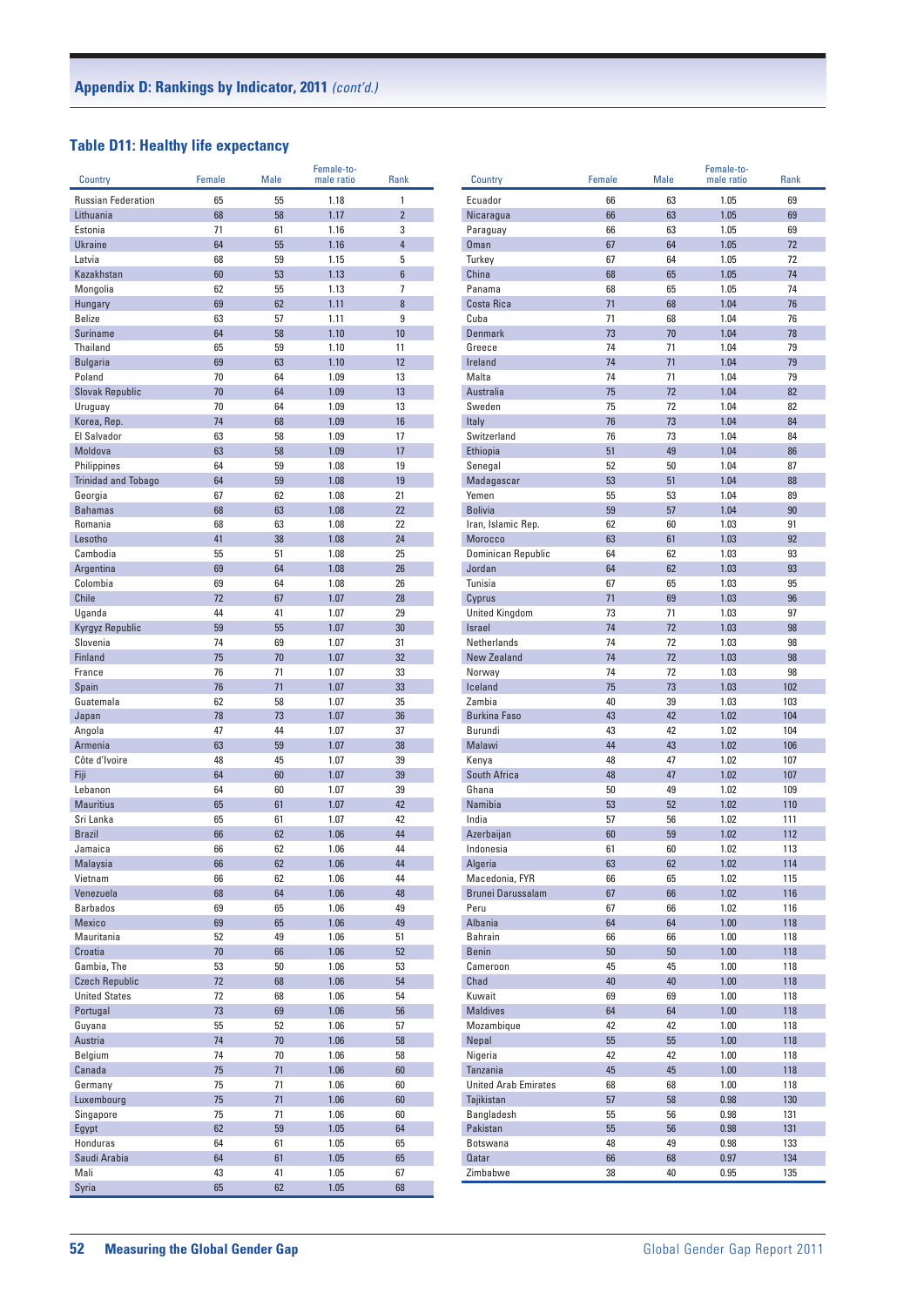## Appendix D: Rankings by Indicator, 2011 *(cont'd.)*

### Table D11: Healthy life expectancy

| Country | Female | Male | Female-to-male ratio | Rank |
|---|---|---|---|---|
| Russian Federation | 65 | 55 | 1.18 | 1 |
| Lithuania | 68 | 58 | 1.17 | 2 |
| Estonia | 71 | 61 | 1.16 | 3 |
| Ukraine | 64 | 55 | 1.16 | 4 |
| Latvia | 68 | 59 | 1.15 | 5 |
| Kazakhstan | 60 | 53 | 1.13 | 6 |
| Mongolia | 62 | 55 | 1.13 | 7 |
| Hungary | 69 | 62 | 1.11 | 8 |
| Belize | 63 | 57 | 1.11 | 9 |
| Suriname | 64 | 58 | 1.10 | 10 |
| Thailand | 65 | 59 | 1.10 | 11 |
| Bulgaria | 69 | 63 | 1.10 | 12 |
| Poland | 70 | 64 | 1.09 | 13 |
| Slovak Republic | 70 | 64 | 1.09 | 13 |
| Uruguay | 70 | 64 | 1.09 | 13 |
| Korea, Rep. | 74 | 68 | 1.09 | 16 |
| El Salvador | 63 | 58 | 1.09 | 17 |
| Moldova | 63 | 58 | 1.09 | 17 |
| Philippines | 64 | 59 | 1.08 | 19 |
| Trinidad and Tobago | 64 | 59 | 1.08 | 19 |
| Georgia | 67 | 62 | 1.08 | 21 |
| Bahamas | 68 | 63 | 1.08 | 22 |
| Romania | 68 | 63 | 1.08 | 22 |
| Lesotho | 41 | 38 | 1.08 | 24 |
| Cambodia | 55 | 51 | 1.08 | 25 |
| Argentina | 69 | 64 | 1.08 | 26 |
| Colombia | 69 | 64 | 1.08 | 26 |
| Chile | 72 | 67 | 1.07 | 28 |
| Uganda | 44 | 41 | 1.07 | 29 |
| Kyrgyz Republic | 59 | 55 | 1.07 | 30 |
| Slovenia | 74 | 69 | 1.07 | 31 |
| Finland | 75 | 70 | 1.07 | 32 |
| France | 76 | 71 | 1.07 | 33 |
| Spain | 76 | 71 | 1.07 | 33 |
| Guatemala | 62 | 58 | 1.07 | 35 |
| Japan | 78 | 73 | 1.07 | 36 |
| Angola | 47 | 44 | 1.07 | 37 |
| Armenia | 63 | 59 | 1.07 | 38 |
| Côte d'Ivoire | 48 | 45 | 1.07 | 39 |
| Fiji | 64 | 60 | 1.07 | 39 |
| Lebanon | 64 | 60 | 1.07 | 39 |
| Mauritius | 65 | 61 | 1.07 | 42 |
| Sri Lanka | 65 | 61 | 1.07 | 42 |
| Brazil | 66 | 62 | 1.06 | 44 |
| Jamaica | 66 | 62 | 1.06 | 44 |
| Malaysia | 66 | 62 | 1.06 | 44 |
| Vietnam | 66 | 62 | 1.06 | 44 |
| Venezuela | 68 | 64 | 1.06 | 48 |
| Barbados | 69 | 65 | 1.06 | 49 |
| Mexico | 69 | 65 | 1.06 | 49 |
| Mauritania | 52 | 49 | 1.06 | 51 |
| Croatia | 70 | 66 | 1.06 | 52 |
| Gambia, The | 53 | 50 | 1.06 | 53 |
| Czech Republic | 72 | 68 | 1.06 | 54 |
| United States | 72 | 68 | 1.06 | 54 |
| Portugal | 73 | 69 | 1.06 | 56 |
| Guyana | 55 | 52 | 1.06 | 57 |
| Austria | 74 | 70 | 1.06 | 58 |
| Belgium | 74 | 70 | 1.06 | 58 |
| Canada | 75 | 71 | 1.06 | 60 |
| Germany | 75 | 71 | 1.06 | 60 |
| Luxembourg | 75 | 71 | 1.06 | 60 |
| Singapore | 75 | 71 | 1.06 | 60 |
| Egypt | 62 | 59 | 1.05 | 64 |
| Honduras | 64 | 61 | 1.05 | 65 |
| Saudi Arabia | 64 | 61 | 1.05 | 65 |
| Mali | 43 | 41 | 1.05 | 67 |
| Syria | 65 | 62 | 1.05 | 68 |
| Ecuador | 66 | 63 | 1.05 | 69 |
| Nicaragua | 66 | 63 | 1.05 | 69 |
| Paraguay | 66 | 63 | 1.05 | 69 |
| Oman | 67 | 64 | 1.05 | 72 |
| Turkey | 67 | 64 | 1.05 | 72 |
| China | 68 | 65 | 1.05 | 74 |
| Panama | 68 | 65 | 1.05 | 74 |
| Costa Rica | 71 | 68 | 1.04 | 76 |
| Cuba | 71 | 68 | 1.04 | 76 |
| Denmark | 73 | 70 | 1.04 | 78 |
| Greece | 74 | 71 | 1.04 | 79 |
| Ireland | 74 | 71 | 1.04 | 79 |
| Malta | 74 | 71 | 1.04 | 79 |
| Australia | 75 | 72 | 1.04 | 82 |
| Sweden | 75 | 72 | 1.04 | 82 |
| Italy | 76 | 73 | 1.04 | 84 |
| Switzerland | 76 | 73 | 1.04 | 84 |
| Ethiopia | 51 | 49 | 1.04 | 86 |
| Senegal | 52 | 50 | 1.04 | 87 |
| Madagascar | 53 | 51 | 1.04 | 88 |
| Yemen | 55 | 53 | 1.04 | 89 |
| Bolivia | 59 | 57 | 1.04 | 90 |
| Iran, Islamic Rep. | 62 | 60 | 1.03 | 91 |
| Morocco | 63 | 61 | 1.03 | 92 |
| Dominican Republic | 64 | 62 | 1.03 | 93 |
| Jordan | 64 | 62 | 1.03 | 93 |
| Tunisia | 67 | 65 | 1.03 | 95 |
| Cyprus | 71 | 69 | 1.03 | 96 |
| United Kingdom | 73 | 71 | 1.03 | 97 |
| Israel | 74 | 72 | 1.03 | 98 |
| Netherlands | 74 | 72 | 1.03 | 98 |
| New Zealand | 74 | 72 | 1.03 | 98 |
| Norway | 74 | 72 | 1.03 | 98 |
| Iceland | 75 | 73 | 1.03 | 102 |
| Zambia | 40 | 39 | 1.03 | 103 |
| Burkina Faso | 43 | 42 | 1.02 | 104 |
| Burundi | 43 | 42 | 1.02 | 104 |
| Malawi | 44 | 43 | 1.02 | 106 |
| Kenya | 48 | 47 | 1.02 | 107 |
| South Africa | 48 | 47 | 1.02 | 107 |
| Ghana | 50 | 49 | 1.02 | 109 |
| Namibia | 53 | 52 | 1.02 | 110 |
| India | 57 | 56 | 1.02 | 111 |
| Azerbaijan | 60 | 59 | 1.02 | 112 |
| Indonesia | 61 | 60 | 1.02 | 113 |
| Algeria | 63 | 62 | 1.02 | 114 |
| Macedonia, FYR | 66 | 65 | 1.02 | 115 |
| Brunei Darussalam | 67 | 66 | 1.02 | 116 |
| Peru | 67 | 66 | 1.02 | 116 |
| Albania | 64 | 64 | 1.00 | 118 |
| Bahrain | 66 | 66 | 1.00 | 118 |
| Benin | 50 | 50 | 1.00 | 118 |
| Cameroon | 45 | 45 | 1.00 | 118 |
| Chad | 40 | 40 | 1.00 | 118 |
| Kuwait | 69 | 69 | 1.00 | 118 |
| Maldives | 64 | 64 | 1.00 | 118 |
| Mozambique | 42 | 42 | 1.00 | 118 |
| Nepal | 55 | 55 | 1.00 | 118 |
| Nigeria | 42 | 42 | 1.00 | 118 |
| Tanzania | 45 | 45 | 1.00 | 118 |
| United Arab Emirates | 68 | 68 | 1.00 | 118 |
| Tajikistan | 57 | 58 | 0.98 | 130 |
| Bangladesh | 55 | 56 | 0.98 | 131 |
| Pakistan | 55 | 56 | 0.98 | 131 |
| Botswana | 48 | 49 | 0.98 | 133 |
| Qatar | 66 | 68 | 0.97 | 134 |
| Zimbabwe | 38 | 40 | 0.95 | 135 |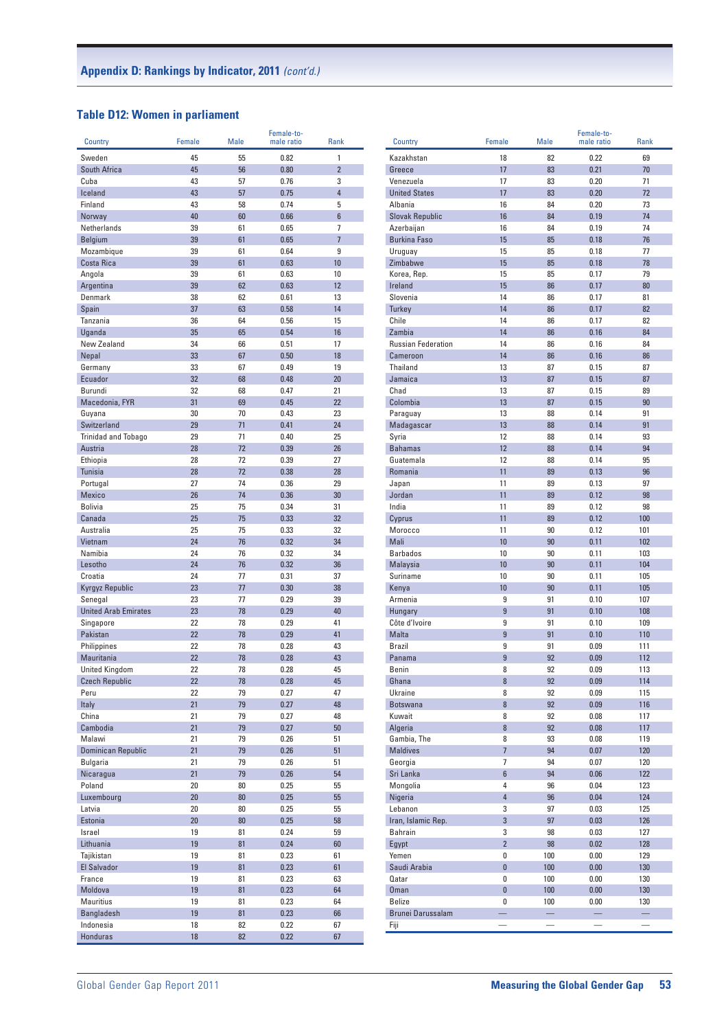## Appendix D: Rankings by Indicator, 2011 *(cont'd.)*

### Table D12: Women in parliament

| Country | Female | Male | Female-to-male ratio | Rank |
|---|---|---|---|---|
| Sweden | 45 | 55 | 0.82 | 1 |
| South Africa | 45 | 56 | 0.80 | 2 |
| Cuba | 43 | 57 | 0.76 | 3 |
| Iceland | 43 | 57 | 0.75 | 4 |
| Finland | 43 | 58 | 0.74 | 5 |
| Norway | 40 | 60 | 0.66 | 6 |
| Netherlands | 39 | 61 | 0.65 | 7 |
| Belgium | 39 | 61 | 0.65 | 7 |
| Mozambique | 39 | 61 | 0.64 | 9 |
| Costa Rica | 39 | 61 | 0.63 | 10 |
| Angola | 39 | 61 | 0.63 | 10 |
| Argentina | 39 | 62 | 0.63 | 12 |
| Denmark | 38 | 62 | 0.61 | 13 |
| Spain | 37 | 63 | 0.58 | 14 |
| Tanzania | 36 | 64 | 0.56 | 15 |
| Uganda | 35 | 65 | 0.54 | 16 |
| New Zealand | 34 | 66 | 0.51 | 17 |
| Nepal | 33 | 67 | 0.50 | 18 |
| Germany | 33 | 67 | 0.49 | 19 |
| Ecuador | 32 | 68 | 0.48 | 20 |
| Burundi | 32 | 68 | 0.47 | 21 |
| Macedonia, FYR | 31 | 69 | 0.45 | 22 |
| Guyana | 30 | 70 | 0.43 | 23 |
| Switzerland | 29 | 71 | 0.41 | 24 |
| Trinidad and Tobago | 29 | 71 | 0.40 | 25 |
| Austria | 28 | 72 | 0.39 | 26 |
| Ethiopia | 28 | 72 | 0.39 | 27 |
| Tunisia | 28 | 72 | 0.38 | 28 |
| Portugal | 27 | 74 | 0.36 | 29 |
| Mexico | 26 | 74 | 0.36 | 30 |
| Bolivia | 25 | 75 | 0.34 | 31 |
| Canada | 25 | 75 | 0.33 | 32 |
| Australia | 25 | 75 | 0.33 | 32 |
| Vietnam | 24 | 76 | 0.32 | 34 |
| Namibia | 24 | 76 | 0.32 | 34 |
| Lesotho | 24 | 76 | 0.32 | 36 |
| Croatia | 24 | 77 | 0.31 | 37 |
| Kyrgyz Republic | 23 | 77 | 0.30 | 38 |
| Senegal | 23 | 77 | 0.29 | 39 |
| United Arab Emirates | 23 | 78 | 0.29 | 40 |
| Singapore | 22 | 78 | 0.29 | 41 |
| Pakistan | 22 | 78 | 0.29 | 41 |
| Philippines | 22 | 78 | 0.28 | 43 |
| Mauritania | 22 | 78 | 0.28 | 43 |
| United Kingdom | 22 | 78 | 0.28 | 45 |
| Czech Republic | 22 | 78 | 0.28 | 45 |
| Peru | 22 | 79 | 0.27 | 47 |
| Italy | 21 | 79 | 0.27 | 48 |
| China | 21 | 79 | 0.27 | 48 |
| Cambodia | 21 | 79 | 0.27 | 50 |
| Malawi | 21 | 79 | 0.26 | 51 |
| Dominican Republic | 21 | 79 | 0.26 | 51 |
| Bulgaria | 21 | 79 | 0.26 | 51 |
| Nicaragua | 21 | 79 | 0.26 | 54 |
| Poland | 20 | 80 | 0.25 | 55 |
| Luxembourg | 20 | 80 | 0.25 | 55 |
| Latvia | 20 | 80 | 0.25 | 55 |
| Estonia | 20 | 80 | 0.25 | 58 |
| Israel | 19 | 81 | 0.24 | 59 |
| Lithuania | 19 | 81 | 0.24 | 60 |
| Tajikistan | 19 | 81 | 0.23 | 61 |
| El Salvador | 19 | 81 | 0.23 | 61 |
| France | 19 | 81 | 0.23 | 63 |
| Moldova | 19 | 81 | 0.23 | 64 |
| Mauritius | 19 | 81 | 0.23 | 64 |
| Bangladesh | 19 | 81 | 0.23 | 66 |
| Indonesia | 18 | 82 | 0.22 | 67 |
| Honduras | 18 | 82 | 0.22 | 67 |
| Kazakhstan | 18 | 82 | 0.22 | 69 |
| Greece | 17 | 83 | 0.21 | 70 |
| Venezuela | 17 | 83 | 0.20 | 71 |
| United States | 17 | 83 | 0.20 | 72 |
| Albania | 16 | 84 | 0.20 | 73 |
| Slovak Republic | 16 | 84 | 0.19 | 74 |
| Azerbaijan | 16 | 84 | 0.19 | 74 |
| Burkina Faso | 15 | 85 | 0.18 | 76 |
| Uruguay | 15 | 85 | 0.18 | 77 |
| Zimbabwe | 15 | 85 | 0.18 | 78 |
| Korea, Rep. | 15 | 85 | 0.17 | 79 |
| Ireland | 15 | 86 | 0.17 | 80 |
| Slovenia | 14 | 86 | 0.17 | 81 |
| Turkey | 14 | 86 | 0.17 | 82 |
| Chile | 14 | 86 | 0.17 | 82 |
| Zambia | 14 | 86 | 0.16 | 84 |
| Russian Federation | 14 | 86 | 0.16 | 84 |
| Cameroon | 14 | 86 | 0.16 | 86 |
| Thailand | 13 | 87 | 0.15 | 87 |
| Jamaica | 13 | 87 | 0.15 | 87 |
| Chad | 13 | 87 | 0.15 | 89 |
| Colombia | 13 | 87 | 0.15 | 90 |
| Paraguay | 13 | 88 | 0.14 | 91 |
| Madagascar | 13 | 88 | 0.14 | 91 |
| Syria | 12 | 88 | 0.14 | 93 |
| Bahamas | 12 | 88 | 0.14 | 94 |
| Guatemala | 12 | 88 | 0.14 | 95 |
| Romania | 11 | 89 | 0.13 | 96 |
| Japan | 11 | 89 | 0.13 | 97 |
| Jordan | 11 | 89 | 0.12 | 98 |
| India | 11 | 89 | 0.12 | 98 |
| Cyprus | 11 | 89 | 0.12 | 100 |
| Morocco | 11 | 90 | 0.12 | 101 |
| Mali | 10 | 90 | 0.11 | 102 |
| Barbados | 10 | 90 | 0.11 | 103 |
| Malaysia | 10 | 90 | 0.11 | 104 |
| Suriname | 10 | 90 | 0.11 | 105 |
| Kenya | 10 | 90 | 0.11 | 105 |
| Armenia | 9 | 91 | 0.10 | 107 |
| Hungary | 9 | 91 | 0.10 | 108 |
| Côte d'Ivoire | 9 | 91 | 0.10 | 109 |
| Malta | 9 | 91 | 0.10 | 110 |
| Brazil | 9 | 91 | 0.09 | 111 |
| Panama | 9 | 92 | 0.09 | 112 |
| Benin | 8 | 92 | 0.09 | 113 |
| Ghana | 8 | 92 | 0.09 | 114 |
| Ukraine | 8 | 92 | 0.09 | 115 |
| Botswana | 8 | 92 | 0.09 | 116 |
| Kuwait | 8 | 92 | 0.08 | 117 |
| Algeria | 8 | 92 | 0.08 | 117 |
| Gambia, The | 8 | 93 | 0.08 | 119 |
| Maldives | 7 | 94 | 0.07 | 120 |
| Georgia | 7 | 94 | 0.07 | 120 |
| Sri Lanka | 6 | 94 | 0.06 | 122 |
| Mongolia | 4 | 96 | 0.04 | 123 |
| Nigeria | 4 | 96 | 0.04 | 124 |
| Lebanon | 3 | 97 | 0.03 | 125 |
| Iran, Islamic Rep. | 3 | 97 | 0.03 | 126 |
| Bahrain | 3 | 98 | 0.03 | 127 |
| Egypt | 2 | 98 | 0.02 | 128 |
| Yemen | 0 | 100 | 0.00 | 129 |
| Saudi Arabia | 0 | 100 | 0.00 | 130 |
| Qatar | 0 | 100 | 0.00 | 130 |
| Oman | 0 | 100 | 0.00 | 130 |
| Belize | 0 | 100 | 0.00 | 130 |
| Brunei Darussalam | — | — | — | — |
| Fiji | — | — | — | — |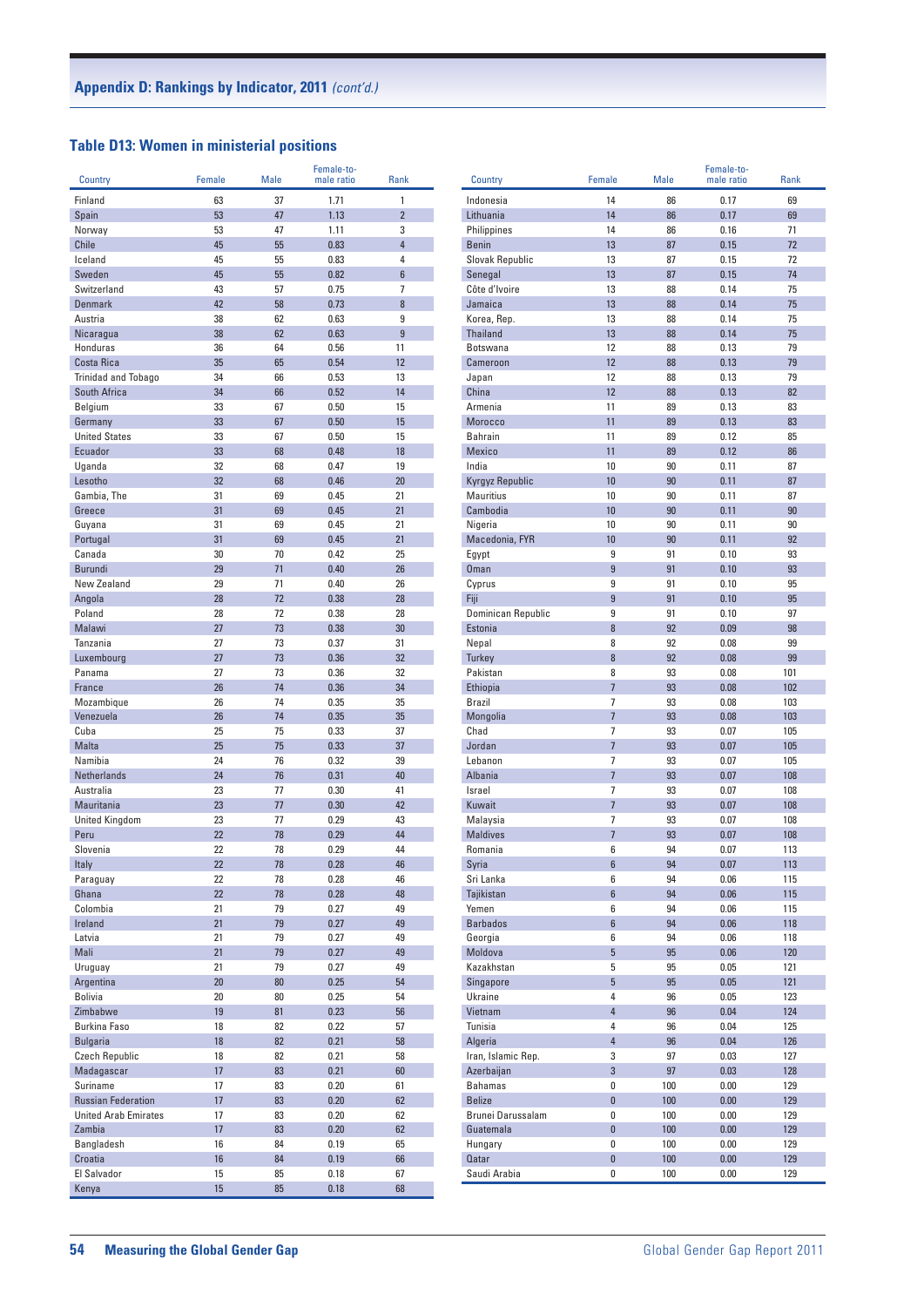## Appendix D: Rankings by Indicator, 2011 *(cont'd.)*

### Table D13: Women in ministerial positions

| Country | Female | Male | Female-to-male ratio | Rank |
|---|---|---|---|---|
| Finland | 63 | 37 | 1.71 | 1 |
| Spain | 53 | 47 | 1.13 | 2 |
| Norway | 53 | 47 | 1.11 | 3 |
| Chile | 45 | 55 | 0.83 | 4 |
| Iceland | 45 | 55 | 0.83 | 4 |
| Sweden | 45 | 55 | 0.82 | 6 |
| Switzerland | 43 | 57 | 0.75 | 7 |
| Denmark | 42 | 58 | 0.73 | 8 |
| Austria | 38 | 62 | 0.63 | 9 |
| Nicaragua | 38 | 62 | 0.63 | 9 |
| Honduras | 36 | 64 | 0.56 | 11 |
| Costa Rica | 35 | 65 | 0.54 | 12 |
| Trinidad and Tobago | 34 | 66 | 0.53 | 13 |
| South Africa | 34 | 66 | 0.52 | 14 |
| Belgium | 33 | 67 | 0.50 | 15 |
| Germany | 33 | 67 | 0.50 | 15 |
| United States | 33 | 67 | 0.50 | 15 |
| Ecuador | 33 | 68 | 0.48 | 18 |
| Uganda | 32 | 68 | 0.47 | 19 |
| Lesotho | 32 | 68 | 0.46 | 20 |
| Gambia, The | 31 | 69 | 0.45 | 21 |
| Greece | 31 | 69 | 0.45 | 21 |
| Guyana | 31 | 69 | 0.45 | 21 |
| Portugal | 31 | 69 | 0.45 | 21 |
| Canada | 30 | 70 | 0.42 | 25 |
| Burundi | 29 | 71 | 0.40 | 26 |
| New Zealand | 29 | 71 | 0.40 | 26 |
| Angola | 28 | 72 | 0.38 | 28 |
| Poland | 28 | 72 | 0.38 | 28 |
| Malawi | 27 | 73 | 0.38 | 30 |
| Tanzania | 27 | 73 | 0.37 | 31 |
| Luxembourg | 27 | 73 | 0.36 | 32 |
| Panama | 27 | 73 | 0.36 | 32 |
| France | 26 | 74 | 0.36 | 34 |
| Mozambique | 26 | 74 | 0.35 | 35 |
| Venezuela | 26 | 74 | 0.35 | 35 |
| Cuba | 25 | 75 | 0.33 | 37 |
| Malta | 25 | 75 | 0.33 | 37 |
| Namibia | 24 | 76 | 0.32 | 39 |
| Netherlands | 24 | 76 | 0.31 | 40 |
| Australia | 23 | 77 | 0.30 | 41 |
| Mauritania | 23 | 77 | 0.30 | 42 |
| United Kingdom | 23 | 77 | 0.29 | 43 |
| Peru | 22 | 78 | 0.29 | 44 |
| Slovenia | 22 | 78 | 0.29 | 44 |
| Italy | 22 | 78 | 0.28 | 46 |
| Paraguay | 22 | 78 | 0.28 | 46 |
| Ghana | 22 | 78 | 0.28 | 48 |
| Colombia | 21 | 79 | 0.27 | 49 |
| Ireland | 21 | 79 | 0.27 | 49 |
| Latvia | 21 | 79 | 0.27 | 49 |
| Mali | 21 | 79 | 0.27 | 49 |
| Uruguay | 21 | 79 | 0.27 | 49 |
| Argentina | 20 | 80 | 0.25 | 54 |
| Bolivia | 20 | 80 | 0.25 | 54 |
| Zimbabwe | 19 | 81 | 0.23 | 56 |
| Burkina Faso | 18 | 82 | 0.22 | 57 |
| Bulgaria | 18 | 82 | 0.21 | 58 |
| Czech Republic | 18 | 82 | 0.21 | 58 |
| Madagascar | 17 | 83 | 0.21 | 60 |
| Suriname | 17 | 83 | 0.20 | 61 |
| Russian Federation | 17 | 83 | 0.20 | 62 |
| United Arab Emirates | 17 | 83 | 0.20 | 62 |
| Zambia | 17 | 83 | 0.20 | 62 |
| Bangladesh | 16 | 84 | 0.19 | 65 |
| Croatia | 16 | 84 | 0.19 | 66 |
| El Salvador | 15 | 85 | 0.18 | 67 |
| Kenya | 15 | 85 | 0.18 | 68 |
| Indonesia | 14 | 86 | 0.17 | 69 |
| Lithuania | 14 | 86 | 0.17 | 69 |
| Philippines | 14 | 86 | 0.16 | 71 |
| Benin | 13 | 87 | 0.15 | 72 |
| Slovak Republic | 13 | 87 | 0.15 | 72 |
| Senegal | 13 | 87 | 0.15 | 74 |
| Côte d'Ivoire | 13 | 88 | 0.14 | 75 |
| Jamaica | 13 | 88 | 0.14 | 75 |
| Korea, Rep. | 13 | 88 | 0.14 | 75 |
| Thailand | 13 | 88 | 0.14 | 75 |
| Botswana | 12 | 88 | 0.13 | 79 |
| Cameroon | 12 | 88 | 0.13 | 79 |
| Japan | 12 | 88 | 0.13 | 79 |
| China | 12 | 88 | 0.13 | 82 |
| Armenia | 11 | 89 | 0.13 | 83 |
| Morocco | 11 | 89 | 0.13 | 83 |
| Bahrain | 11 | 89 | 0.12 | 85 |
| Mexico | 11 | 89 | 0.12 | 86 |
| India | 10 | 90 | 0.11 | 87 |
| Kyrgyz Republic | 10 | 90 | 0.11 | 87 |
| Mauritius | 10 | 90 | 0.11 | 87 |
| Cambodia | 10 | 90 | 0.11 | 90 |
| Nigeria | 10 | 90 | 0.11 | 90 |
| Macedonia, FYR | 10 | 90 | 0.11 | 92 |
| Egypt | 9 | 91 | 0.10 | 93 |
| Oman | 9 | 91 | 0.10 | 93 |
| Cyprus | 9 | 91 | 0.10 | 95 |
| Fiji | 9 | 91 | 0.10 | 95 |
| Dominican Republic | 9 | 91 | 0.10 | 97 |
| Estonia | 8 | 92 | 0.09 | 98 |
| Nepal | 8 | 92 | 0.08 | 99 |
| Turkey | 8 | 92 | 0.08 | 99 |
| Pakistan | 8 | 93 | 0.08 | 101 |
| Ethiopia | 7 | 93 | 0.08 | 102 |
| Brazil | 7 | 93 | 0.08 | 103 |
| Mongolia | 7 | 93 | 0.08 | 103 |
| Chad | 7 | 93 | 0.07 | 105 |
| Jordan | 7 | 93 | 0.07 | 105 |
| Lebanon | 7 | 93 | 0.07 | 105 |
| Albania | 7 | 93 | 0.07 | 108 |
| Israel | 7 | 93 | 0.07 | 108 |
| Kuwait | 7 | 93 | 0.07 | 108 |
| Malaysia | 7 | 93 | 0.07 | 108 |
| Maldives | 7 | 93 | 0.07 | 108 |
| Romania | 6 | 94 | 0.07 | 113 |
| Syria | 6 | 94 | 0.07 | 113 |
| Sri Lanka | 6 | 94 | 0.06 | 115 |
| Tajikistan | 6 | 94 | 0.06 | 115 |
| Yemen | 6 | 94 | 0.06 | 115 |
| Barbados | 6 | 94 | 0.06 | 118 |
| Georgia | 6 | 94 | 0.06 | 118 |
| Moldova | 5 | 95 | 0.06 | 120 |
| Kazakhstan | 5 | 95 | 0.05 | 121 |
| Singapore | 5 | 95 | 0.05 | 121 |
| Ukraine | 4 | 96 | 0.05 | 123 |
| Vietnam | 4 | 96 | 0.04 | 124 |
| Tunisia | 4 | 96 | 0.04 | 125 |
| Algeria | 4 | 96 | 0.04 | 126 |
| Iran, Islamic Rep. | 3 | 97 | 0.03 | 127 |
| Azerbaijan | 3 | 97 | 0.03 | 128 |
| Bahamas | 0 | 100 | 0.00 | 129 |
| Belize | 0 | 100 | 0.00 | 129 |
| Brunei Darussalam | 0 | 100 | 0.00 | 129 |
| Guatemala | 0 | 100 | 0.00 | 129 |
| Hungary | 0 | 100 | 0.00 | 129 |
| Qatar | 0 | 100 | 0.00 | 129 |
| Saudi Arabia | 0 | 100 | 0.00 | 129 |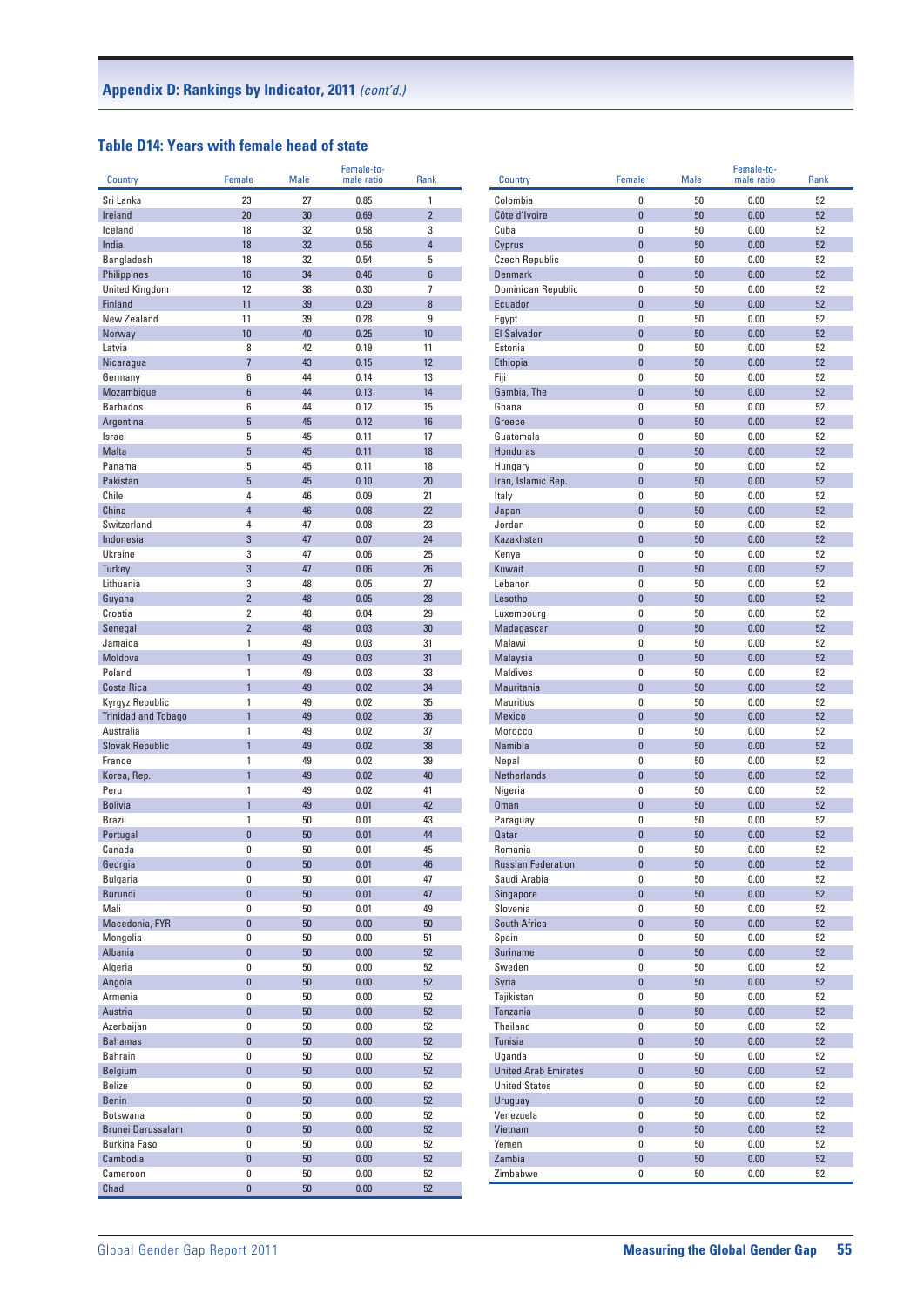## Appendix D: Rankings by Indicator, 2011 *(cont'd.)*

### Table D14: Years with female head of state

| Country | Female | Male | Female-to-male ratio | Rank |
|---|---|---|---|---|
| Sri Lanka | 23 | 27 | 0.85 | 1 |
| Ireland | 20 | 30 | 0.69 | 2 |
| Iceland | 18 | 32 | 0.58 | 3 |
| India | 18 | 32 | 0.56 | 4 |
| Bangladesh | 18 | 32 | 0.54 | 5 |
| Philippines | 16 | 34 | 0.46 | 6 |
| United Kingdom | 12 | 38 | 0.30 | 7 |
| Finland | 11 | 39 | 0.29 | 8 |
| New Zealand | 11 | 39 | 0.28 | 9 |
| Norway | 10 | 40 | 0.25 | 10 |
| Latvia | 8 | 42 | 0.19 | 11 |
| Nicaragua | 7 | 43 | 0.15 | 12 |
| Germany | 6 | 44 | 0.14 | 13 |
| Mozambique | 6 | 44 | 0.13 | 14 |
| Barbados | 6 | 44 | 0.12 | 15 |
| Argentina | 5 | 45 | 0.12 | 16 |
| Israel | 5 | 45 | 0.11 | 17 |
| Malta | 5 | 45 | 0.11 | 18 |
| Panama | 5 | 45 | 0.11 | 18 |
| Pakistan | 5 | 45 | 0.10 | 20 |
| Chile | 4 | 46 | 0.09 | 21 |
| China | 4 | 46 | 0.08 | 22 |
| Switzerland | 4 | 47 | 0.08 | 23 |
| Indonesia | 3 | 47 | 0.07 | 24 |
| Ukraine | 3 | 47 | 0.06 | 25 |
| Turkey | 3 | 47 | 0.06 | 26 |
| Lithuania | 3 | 48 | 0.05 | 27 |
| Guyana | 2 | 48 | 0.05 | 28 |
| Croatia | 2 | 48 | 0.04 | 29 |
| Senegal | 2 | 48 | 0.03 | 30 |
| Jamaica | 1 | 49 | 0.03 | 31 |
| Moldova | 1 | 49 | 0.03 | 31 |
| Poland | 1 | 49 | 0.03 | 33 |
| Costa Rica | 1 | 49 | 0.02 | 34 |
| Kyrgyz Republic | 1 | 49 | 0.02 | 35 |
| Trinidad and Tobago | 1 | 49 | 0.02 | 36 |
| Australia | 1 | 49 | 0.02 | 37 |
| Slovak Republic | 1 | 49 | 0.02 | 38 |
| France | 1 | 49 | 0.02 | 39 |
| Korea, Rep. | 1 | 49 | 0.02 | 40 |
| Peru | 1 | 49 | 0.02 | 41 |
| Bolivia | 1 | 49 | 0.01 | 42 |
| Brazil | 1 | 50 | 0.01 | 43 |
| Portugal | 0 | 50 | 0.01 | 44 |
| Canada | 0 | 50 | 0.01 | 45 |
| Georgia | 0 | 50 | 0.01 | 46 |
| Bulgaria | 0 | 50 | 0.01 | 47 |
| Burundi | 0 | 50 | 0.01 | 47 |
| Mali | 0 | 50 | 0.01 | 49 |
| Macedonia, FYR | 0 | 50 | 0.00 | 50 |
| Mongolia | 0 | 50 | 0.00 | 51 |
| Albania | 0 | 50 | 0.00 | 52 |
| Algeria | 0 | 50 | 0.00 | 52 |
| Angola | 0 | 50 | 0.00 | 52 |
| Armenia | 0 | 50 | 0.00 | 52 |
| Austria | 0 | 50 | 0.00 | 52 |
| Azerbaijan | 0 | 50 | 0.00 | 52 |
| Bahamas | 0 | 50 | 0.00 | 52 |
| Bahrain | 0 | 50 | 0.00 | 52 |
| Belgium | 0 | 50 | 0.00 | 52 |
| Belize | 0 | 50 | 0.00 | 52 |
| Benin | 0 | 50 | 0.00 | 52 |
| Botswana | 0 | 50 | 0.00 | 52 |
| Brunei Darussalam | 0 | 50 | 0.00 | 52 |
| Burkina Faso | 0 | 50 | 0.00 | 52 |
| Cambodia | 0 | 50 | 0.00 | 52 |
| Cameroon | 0 | 50 | 0.00 | 52 |
| Chad | 0 | 50 | 0.00 | 52 |
| Colombia | 0 | 50 | 0.00 | 52 |
| Côte d'Ivoire | 0 | 50 | 0.00 | 52 |
| Cuba | 0 | 50 | 0.00 | 52 |
| Cyprus | 0 | 50 | 0.00 | 52 |
| Czech Republic | 0 | 50 | 0.00 | 52 |
| Denmark | 0 | 50 | 0.00 | 52 |
| Dominican Republic | 0 | 50 | 0.00 | 52 |
| Ecuador | 0 | 50 | 0.00 | 52 |
| Egypt | 0 | 50 | 0.00 | 52 |
| El Salvador | 0 | 50 | 0.00 | 52 |
| Estonia | 0 | 50 | 0.00 | 52 |
| Ethiopia | 0 | 50 | 0.00 | 52 |
| Fiji | 0 | 50 | 0.00 | 52 |
| Gambia, The | 0 | 50 | 0.00 | 52 |
| Ghana | 0 | 50 | 0.00 | 52 |
| Greece | 0 | 50 | 0.00 | 52 |
| Guatemala | 0 | 50 | 0.00 | 52 |
| Honduras | 0 | 50 | 0.00 | 52 |
| Hungary | 0 | 50 | 0.00 | 52 |
| Iran, Islamic Rep. | 0 | 50 | 0.00 | 52 |
| Italy | 0 | 50 | 0.00 | 52 |
| Japan | 0 | 50 | 0.00 | 52 |
| Jordan | 0 | 50 | 0.00 | 52 |
| Kazakhstan | 0 | 50 | 0.00 | 52 |
| Kenya | 0 | 50 | 0.00 | 52 |
| Kuwait | 0 | 50 | 0.00 | 52 |
| Lebanon | 0 | 50 | 0.00 | 52 |
| Lesotho | 0 | 50 | 0.00 | 52 |
| Luxembourg | 0 | 50 | 0.00 | 52 |
| Madagascar | 0 | 50 | 0.00 | 52 |
| Malawi | 0 | 50 | 0.00 | 52 |
| Malaysia | 0 | 50 | 0.00 | 52 |
| Maldives | 0 | 50 | 0.00 | 52 |
| Mauritania | 0 | 50 | 0.00 | 52 |
| Mauritius | 0 | 50 | 0.00 | 52 |
| Mexico | 0 | 50 | 0.00 | 52 |
| Morocco | 0 | 50 | 0.00 | 52 |
| Namibia | 0 | 50 | 0.00 | 52 |
| Nepal | 0 | 50 | 0.00 | 52 |
| Netherlands | 0 | 50 | 0.00 | 52 |
| Nigeria | 0 | 50 | 0.00 | 52 |
| Oman | 0 | 50 | 0.00 | 52 |
| Paraguay | 0 | 50 | 0.00 | 52 |
| Qatar | 0 | 50 | 0.00 | 52 |
| Romania | 0 | 50 | 0.00 | 52 |
| Russian Federation | 0 | 50 | 0.00 | 52 |
| Saudi Arabia | 0 | 50 | 0.00 | 52 |
| Singapore | 0 | 50 | 0.00 | 52 |
| Slovenia | 0 | 50 | 0.00 | 52 |
| South Africa | 0 | 50 | 0.00 | 52 |
| Spain | 0 | 50 | 0.00 | 52 |
| Suriname | 0 | 50 | 0.00 | 52 |
| Sweden | 0 | 50 | 0.00 | 52 |
| Syria | 0 | 50 | 0.00 | 52 |
| Tajikistan | 0 | 50 | 0.00 | 52 |
| Tanzania | 0 | 50 | 0.00 | 52 |
| Thailand | 0 | 50 | 0.00 | 52 |
| Tunisia | 0 | 50 | 0.00 | 52 |
| Uganda | 0 | 50 | 0.00 | 52 |
| United Arab Emirates | 0 | 50 | 0.00 | 52 |
| United States | 0 | 50 | 0.00 | 52 |
| Uruguay | 0 | 50 | 0.00 | 52 |
| Venezuela | 0 | 50 | 0.00 | 52 |
| Vietnam | 0 | 50 | 0.00 | 52 |
| Yemen | 0 | 50 | 0.00 | 52 |
| Zambia | 0 | 50 | 0.00 | 52 |
| Zimbabwe | 0 | 50 | 0.00 | 52 |